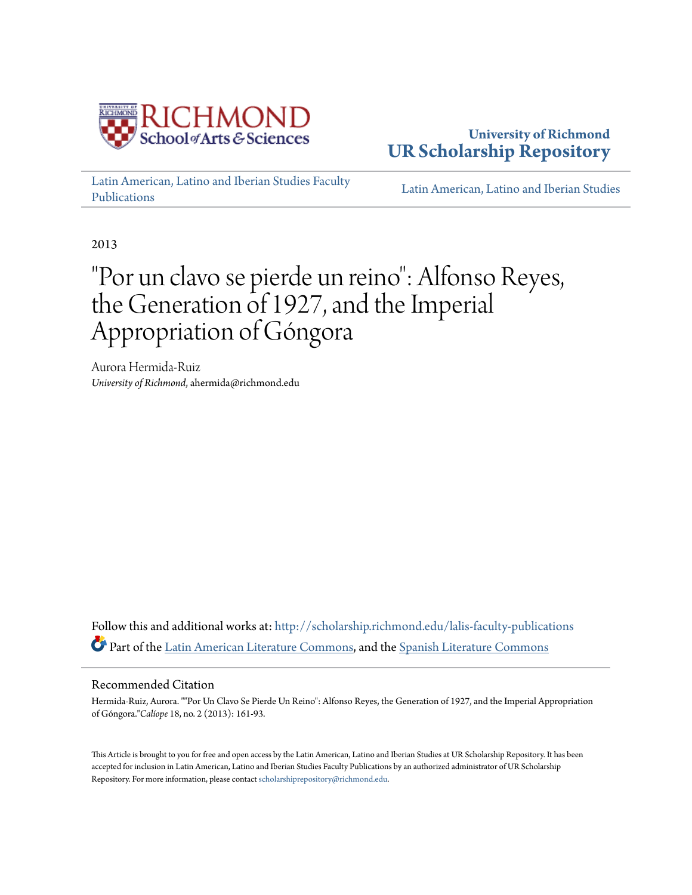University of Richmond
UR Scholarship Repository

Latin American, Latino and Iberian Studies Faculty Publications

Latin American, Latino and Iberian Studies

2013

# "Por un clavo se pierde un reino": Alfonso Reyes, the Generation of 1927, and the Imperial Appropriation of Góngora

Aurora Hermida-Ruiz
*University of Richmond*, ahermida@richmond.edu

Follow this and additional works at: http://scholarship.richmond.edu/lalis-faculty-publications

Part of the Latin American Literature Commons, and the Spanish Literature Commons

## Recommended Citation

Hermida-Ruiz, Aurora. ""Por Un Clavo Se Pierde Un Reino": Alfonso Reyes, the Generation of 1927, and the Imperial Appropriation of Góngora."*Calíope* 18, no. 2 (2013): 161-93.

This Article is brought to you for free and open access by the Latin American, Latino and Iberian Studies at UR Scholarship Repository. It has been accepted for inclusion in Latin American, Latino and Iberian Studies Faculty Publications by an authorized administrator of UR Scholarship Repository. For more information, please contact scholarshiprepository@richmond.edu.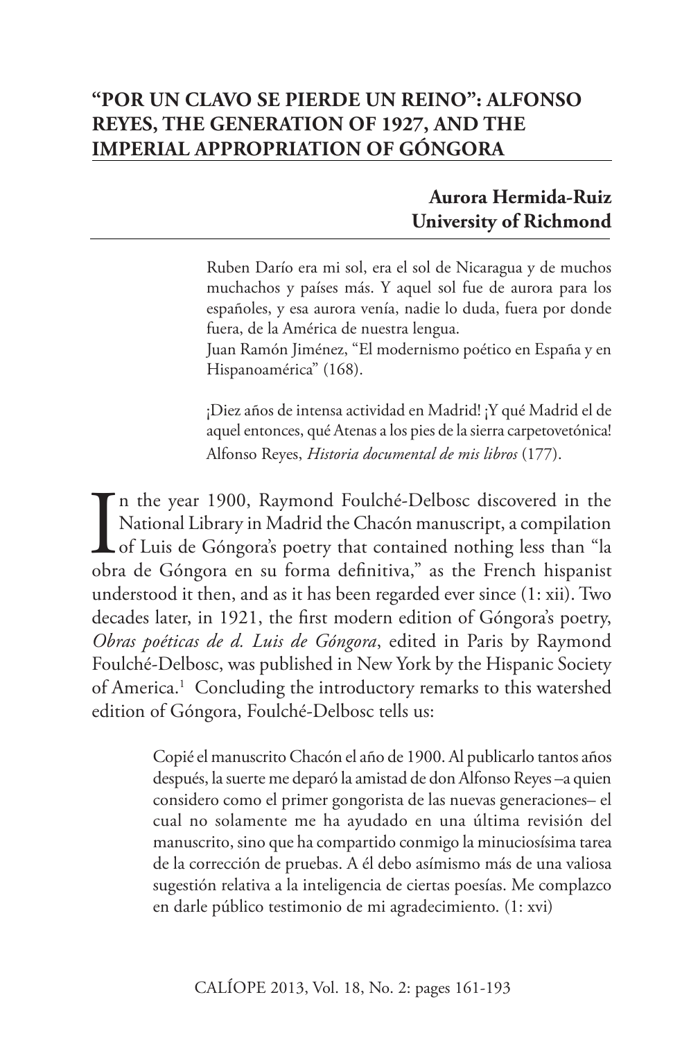# "POR UN CLAVO SE PIERDE UN REINO": ALFONSO REYES, THE GENERATION OF 1927, AND THE IMPERIAL APPROPRIATION OF GÓNGORA

**Aurora Hermida-Ruiz**
**University of Richmond**

> Ruben Darío era mi sol, era el sol de Nicaragua y de muchos muchachos y países más. Y aquel sol fue de aurora para los españoles, y esa aurora venía, nadie lo duda, fuera por donde fuera, de la América de nuestra lengua.
> Juan Ramón Jiménez, "El modernismo poético en España y en Hispanoamérica" (168).

> ¡Diez años de intensa actividad en Madrid! ¡Y qué Madrid el de aquel entonces, qué Atenas a los pies de la sierra carpetovetónica!
> Alfonso Reyes, *Historia documental de mis libros* (177).

In the year 1900, Raymond Foulché-Delbosc discovered in the National Library in Madrid the Chacón manuscript, a compilation of Luis de Góngora's poetry that contained nothing less than "la obra de Góngora en su forma definitiva," as the French hispanist understood it then, and as it has been regarded ever since (1: xii). Two decades later, in 1921, the first modern edition of Góngora's poetry, *Obras poéticas de d. Luis de Góngora*, edited in Paris by Raymond Foulché-Delbosc, was published in New York by the Hispanic Society of America.[1] Concluding the introductory remarks to this watershed edition of Góngora, Foulché-Delbosc tells us:

> Copié el manuscrito Chacón el año de 1900. Al publicarlo tantos años después, la suerte me deparó la amistad de don Alfonso Reyes –a quien considero como el primer gongorista de las nuevas generaciones– el cual no solamente me ha ayudado en una última revisión del manuscrito, sino que ha compartido conmigo la minuciosísima tarea de la corrección de pruebas. A él debo asímismo más de una valiosa sugestión relativa a la inteligencia de ciertas poesías. Me complazco en darle público testimonio de mi agradecimiento. (1: xvi)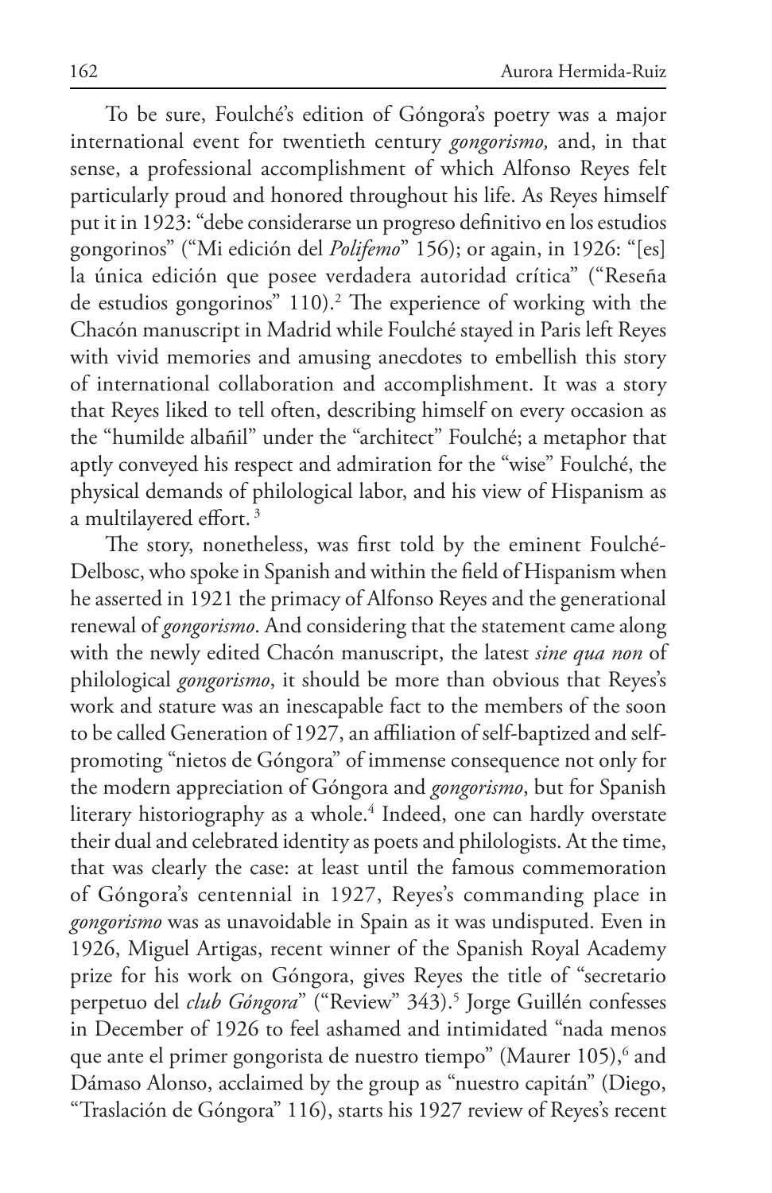To be sure, Foulché's edition of Góngora's poetry was a major international event for twentieth century *gongorismo,* and, in that sense, a professional accomplishment of which Alfonso Reyes felt particularly proud and honored throughout his life. As Reyes himself put it in 1923: "debe considerarse un progreso definitivo en los estudios gongorinos" ("Mi edición del *Polifemo*" 156); or again, in 1926: "[es] la única edición que posee verdadera autoridad crítica" ("Reseña de estudios gongorinos" 110).[2] The experience of working with the Chacón manuscript in Madrid while Foulché stayed in Paris left Reyes with vivid memories and amusing anecdotes to embellish this story of international collaboration and accomplishment. It was a story that Reyes liked to tell often, describing himself on every occasion as the "humilde albañil" under the "architect" Foulché; a metaphor that aptly conveyed his respect and admiration for the "wise" Foulché, the physical demands of philological labor, and his view of Hispanism as a multilayered effort.[3]

The story, nonetheless, was first told by the eminent Foulché-Delbosc, who spoke in Spanish and within the field of Hispanism when he asserted in 1921 the primacy of Alfonso Reyes and the generational renewal of *gongorismo*. And considering that the statement came along with the newly edited Chacón manuscript, the latest *sine qua non* of philological *gongorismo*, it should be more than obvious that Reyes's work and stature was an inescapable fact to the members of the soon to be called Generation of 1927, an affiliation of self-baptized and self-promoting "nietos de Góngora" of immense consequence not only for the modern appreciation of Góngora and *gongorismo*, but for Spanish literary historiography as a whole.[4] Indeed, one can hardly overstate their dual and celebrated identity as poets and philologists. At the time, that was clearly the case: at least until the famous commemoration of Góngora's centennial in 1927, Reyes's commanding place in *gongorismo* was as unavoidable in Spain as it was undisputed. Even in 1926, Miguel Artigas, recent winner of the Spanish Royal Academy prize for his work on Góngora, gives Reyes the title of "secretario perpetuo del *club Góngora*" ("Review" 343).[5] Jorge Guillén confesses in December of 1926 to feel ashamed and intimidated "nada menos que ante el primer gongorista de nuestro tiempo" (Maurer 105),[6] and Dámaso Alonso, acclaimed by the group as "nuestro capitán" (Diego, "Traslación de Góngora" 116), starts his 1927 review of Reyes's recent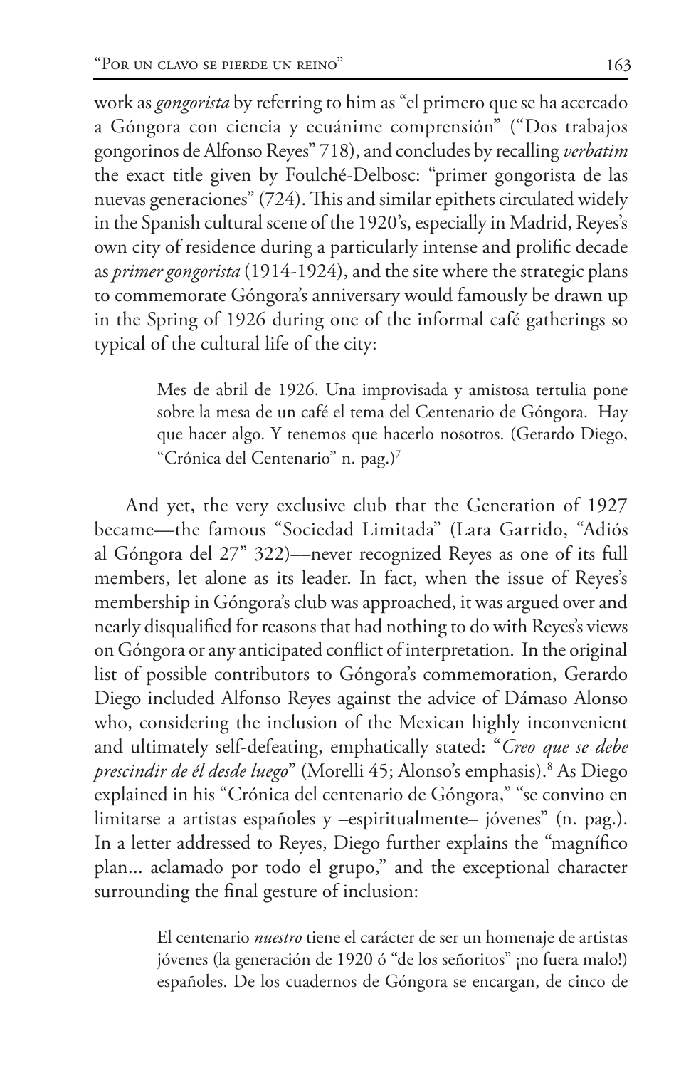work as *gongorista* by referring to him as "el primero que se ha acercado a Góngora con ciencia y ecuánime comprensión" ("Dos trabajos gongorinos de Alfonso Reyes" 718), and concludes by recalling *verbatim* the exact title given by Foulché-Delbosc: "primer gongorista de las nuevas generaciones" (724). This and similar epithets circulated widely in the Spanish cultural scene of the 1920's, especially in Madrid, Reyes's own city of residence during a particularly intense and prolific decade as *primer gongorista* (1914-1924), and the site where the strategic plans to commemorate Góngora's anniversary would famously be drawn up in the Spring of 1926 during one of the informal café gatherings so typical of the cultural life of the city:

> Mes de abril de 1926. Una improvisada y amistosa tertulia pone sobre la mesa de un café el tema del Centenario de Góngora. Hay que hacer algo. Y tenemos que hacerlo nosotros. (Gerardo Diego, "Crónica del Centenario" n. pag.)[7]

And yet, the very exclusive club that the Generation of 1927 became––the famous "Sociedad Limitada" (Lara Garrido, "Adiós al Góngora del 27" 322)—never recognized Reyes as one of its full members, let alone as its leader. In fact, when the issue of Reyes's membership in Góngora's club was approached, it was argued over and nearly disqualified for reasons that had nothing to do with Reyes's views on Góngora or any anticipated conflict of interpretation. In the original list of possible contributors to Góngora's commemoration, Gerardo Diego included Alfonso Reyes against the advice of Dámaso Alonso who, considering the inclusion of the Mexican highly inconvenient and ultimately self-defeating, emphatically stated: "*Creo que se debe prescindir de él desde luego*" (Morelli 45; Alonso's emphasis).[8] As Diego explained in his "Crónica del centenario de Góngora," "se convino en limitarse a artistas españoles y –espiritualmente– jóvenes" (n. pag.). In a letter addressed to Reyes, Diego further explains the "magnífico plan... aclamado por todo el grupo," and the exceptional character surrounding the final gesture of inclusion:

> El centenario *nuestro* tiene el carácter de ser un homenaje de artistas jóvenes (la generación de 1920 ó "de los señoritos" ¡no fuera malo!) españoles. De los cuadernos de Góngora se encargan, de cinco de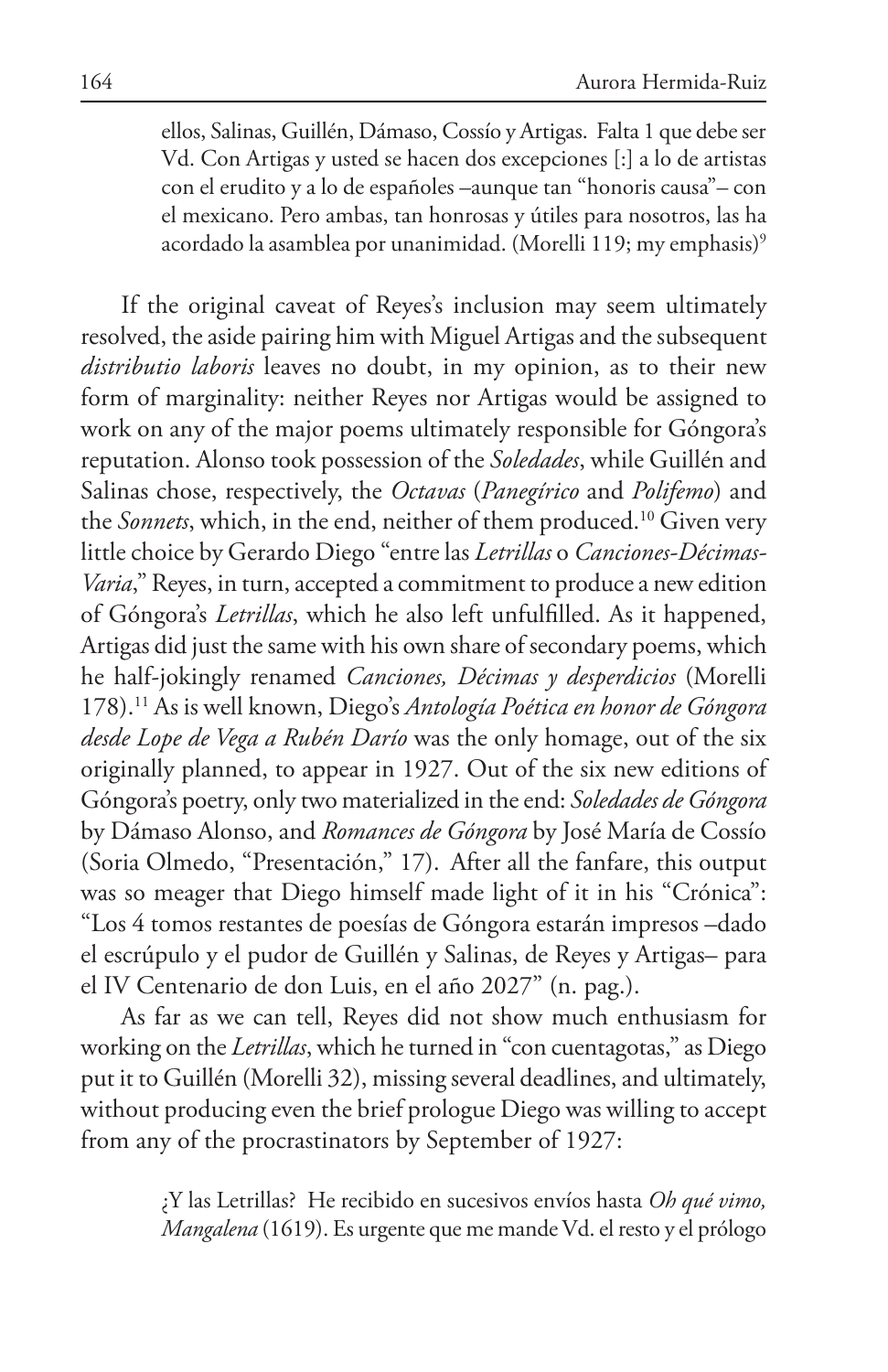> ellos, Salinas, Guillén, Dámaso, Cossío y Artigas. Falta 1 que debe ser Vd. Con Artigas y usted se hacen dos excepciones [:] a lo de artistas con el erudito y a lo de españoles –aunque tan "honoris causa"– con el mexicano. Pero ambas, tan honrosas y útiles para nosotros, las ha acordado la asamblea por unanimidad. (Morelli 119; my emphasis)[9]

If the original caveat of Reyes's inclusion may seem ultimately resolved, the aside pairing him with Miguel Artigas and the subsequent *distributio laboris* leaves no doubt, in my opinion, as to their new form of marginality: neither Reyes nor Artigas would be assigned to work on any of the major poems ultimately responsible for Góngora's reputation. Alonso took possession of the *Soledades*, while Guillén and Salinas chose, respectively, the *Octavas* (*Panegírico* and *Polifemo*) and the *Sonnets*, which, in the end, neither of them produced.[10] Given very little choice by Gerardo Diego "entre las *Letrillas* o *Canciones-Décimas-Varia*," Reyes, in turn, accepted a commitment to produce a new edition of Góngora's *Letrillas*, which he also left unfulfilled. As it happened, Artigas did just the same with his own share of secondary poems, which he half-jokingly renamed *Canciones, Décimas y desperdicios* (Morelli 178).[11] As is well known, Diego's *Antología Poética en honor de Góngora desde Lope de Vega a Rubén Darío* was the only homage, out of the six originally planned, to appear in 1927. Out of the six new editions of Góngora's poetry, only two materialized in the end: *Soledades de Góngora* by Dámaso Alonso, and *Romances de Góngora* by José María de Cossío (Soria Olmedo, "Presentación," 17). After all the fanfare, this output was so meager that Diego himself made light of it in his "Crónica": "Los 4 tomos restantes de poesías de Góngora estarán impresos –dado el escrúpulo y el pudor de Guillén y Salinas, de Reyes y Artigas– para el IV Centenario de don Luis, en el año 2027" (n. pag.).

As far as we can tell, Reyes did not show much enthusiasm for working on the *Letrillas*, which he turned in "con cuentagotas," as Diego put it to Guillén (Morelli 32), missing several deadlines, and ultimately, without producing even the brief prologue Diego was willing to accept from any of the procrastinators by September of 1927:

> ¿Y las Letrillas? He recibido en sucesivos envíos hasta *Oh qué vimo, Mangalena* (1619). Es urgente que me mande Vd. el resto y el prólogo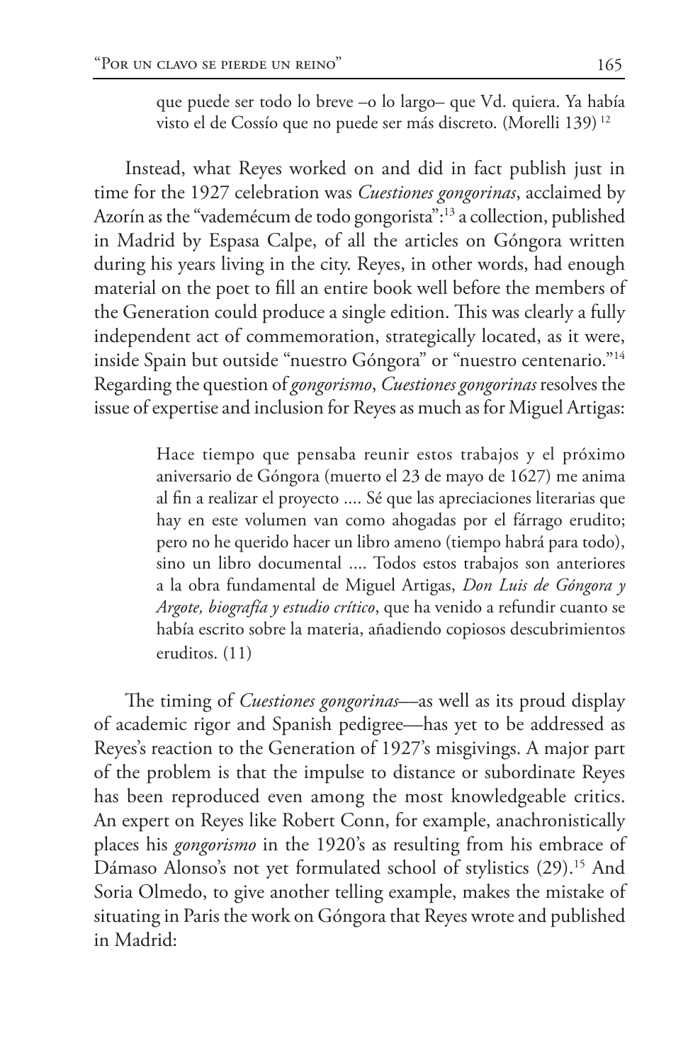> que puede ser todo lo breve –o lo largo– que Vd. quiera. Ya había visto el de Cossío que no puede ser más discreto. (Morelli 139)[12]

Instead, what Reyes worked on and did in fact publish just in time for the 1927 celebration was *Cuestiones gongorinas*, acclaimed by Azorín as the "vademécum de todo gongorista":[13] a collection, published in Madrid by Espasa Calpe, of all the articles on Góngora written during his years living in the city. Reyes, in other words, had enough material on the poet to fill an entire book well before the members of the Generation could produce a single edition. This was clearly a fully independent act of commemoration, strategically located, as it were, inside Spain but outside "nuestro Góngora" or "nuestro centenario."[14] Regarding the question of *gongorismo*, *Cuestiones gongorinas* resolves the issue of expertise and inclusion for Reyes as much as for Miguel Artigas:

> Hace tiempo que pensaba reunir estos trabajos y el próximo aniversario de Góngora (muerto el 23 de mayo de 1627) me anima al fin a realizar el proyecto .... Sé que las apreciaciones literarias que hay en este volumen van como ahogadas por el fárrago erudito; pero no he querido hacer un libro ameno (tiempo habrá para todo), sino un libro documental .... Todos estos trabajos son anteriores a la obra fundamental de Miguel Artigas, *Don Luis de Góngora y Argote, biografía y estudio crítico*, que ha venido a refundir cuanto se había escrito sobre la materia, añadiendo copiosos descubrimientos eruditos. (11)

The timing of *Cuestiones gongorinas*—as well as its proud display of academic rigor and Spanish pedigree—has yet to be addressed as Reyes's reaction to the Generation of 1927's misgivings. A major part of the problem is that the impulse to distance or subordinate Reyes has been reproduced even among the most knowledgeable critics. An expert on Reyes like Robert Conn, for example, anachronistically places his *gongorismo* in the 1920's as resulting from his embrace of Dámaso Alonso's not yet formulated school of stylistics (29).[15] And Soria Olmedo, to give another telling example, makes the mistake of situating in Paris the work on Góngora that Reyes wrote and published in Madrid: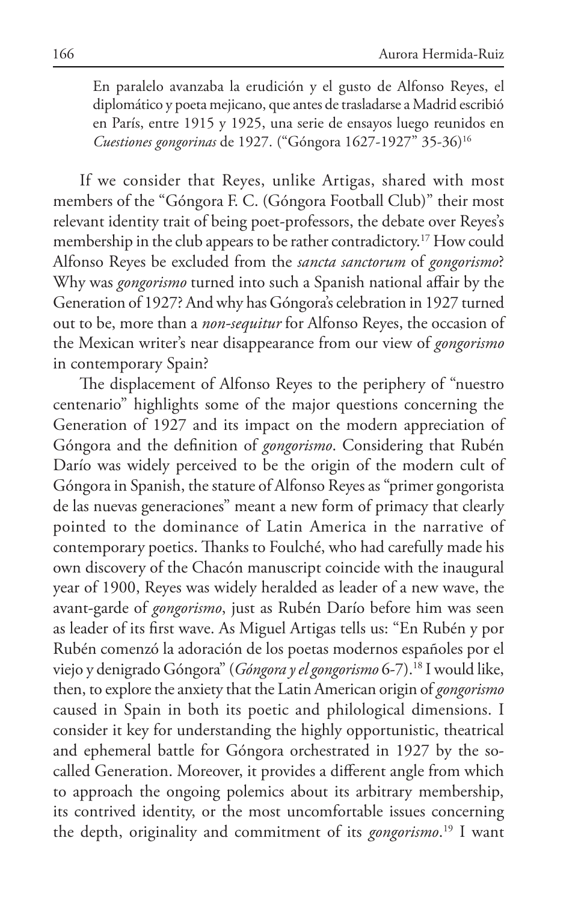> En paralelo avanzaba la erudición y el gusto de Alfonso Reyes, el diplomático y poeta mejicano, que antes de trasladarse a Madrid escribió en París, entre 1915 y 1925, una serie de ensayos luego reunidos en *Cuestiones gongorinas* de 1927. ("Góngora 1627-1927" 35-36)[16]

If we consider that Reyes, unlike Artigas, shared with most members of the "Góngora F. C. (Góngora Football Club)" their most relevant identity trait of being poet-professors, the debate over Reyes's membership in the club appears to be rather contradictory.[17] How could Alfonso Reyes be excluded from the *sancta sanctorum* of *gongorismo*? Why was *gongorismo* turned into such a Spanish national affair by the Generation of 1927? And why has Góngora's celebration in 1927 turned out to be, more than a *non-sequitur* for Alfonso Reyes, the occasion of the Mexican writer's near disappearance from our view of *gongorismo* in contemporary Spain?

The displacement of Alfonso Reyes to the periphery of "nuestro centenario" highlights some of the major questions concerning the Generation of 1927 and its impact on the modern appreciation of Góngora and the definition of *gongorismo*. Considering that Rubén Darío was widely perceived to be the origin of the modern cult of Góngora in Spanish, the stature of Alfonso Reyes as "primer gongorista de las nuevas generaciones" meant a new form of primacy that clearly pointed to the dominance of Latin America in the narrative of contemporary poetics. Thanks to Foulché, who had carefully made his own discovery of the Chacón manuscript coincide with the inaugural year of 1900, Reyes was widely heralded as leader of a new wave, the avant-garde of *gongorismo*, just as Rubén Darío before him was seen as leader of its first wave. As Miguel Artigas tells us: "En Rubén y por Rubén comenzó la adoración de los poetas modernos españoles por el viejo y denigrado Góngora" (*Góngora y el gongorismo* 6-7).[18] I would like, then, to explore the anxiety that the Latin American origin of *gongorismo* caused in Spain in both its poetic and philological dimensions. I consider it key for understanding the highly opportunistic, theatrical and ephemeral battle for Góngora orchestrated in 1927 by the so-called Generation. Moreover, it provides a different angle from which to approach the ongoing polemics about its arbitrary membership, its contrived identity, or the most uncomfortable issues concerning the depth, originality and commitment of its *gongorismo*.[19] I want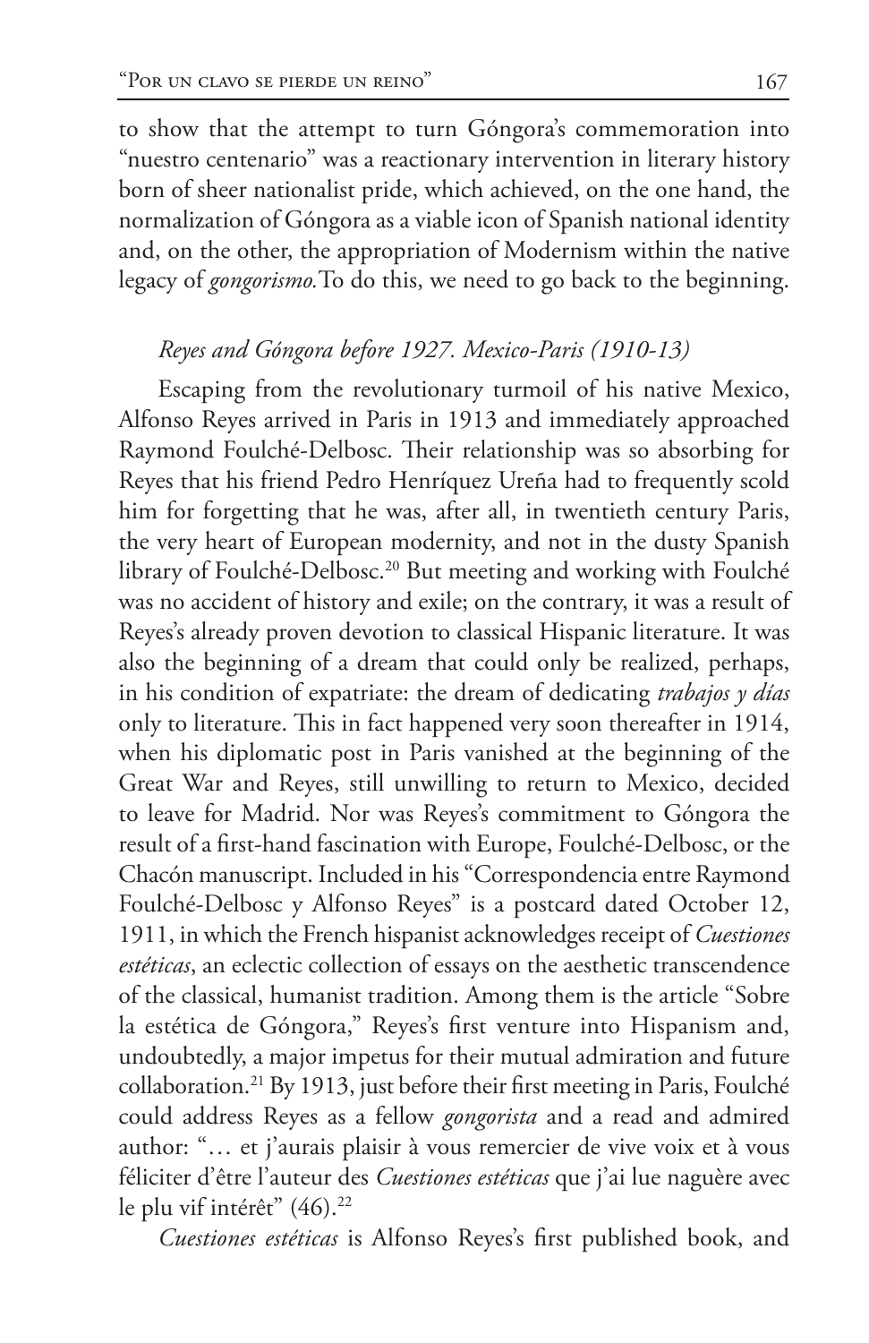to show that the attempt to turn Góngora's commemoration into "nuestro centenario" was a reactionary intervention in literary history born of sheer nationalist pride, which achieved, on the one hand, the normalization of Góngora as a viable icon of Spanish national identity and, on the other, the appropriation of Modernism within the native legacy of *gongorismo.* To do this, we need to go back to the beginning.

### *Reyes and Góngora before 1927. Mexico-Paris (1910-13)*

Escaping from the revolutionary turmoil of his native Mexico, Alfonso Reyes arrived in Paris in 1913 and immediately approached Raymond Foulché-Delbosc. Their relationship was so absorbing for Reyes that his friend Pedro Henríquez Ureña had to frequently scold him for forgetting that he was, after all, in twentieth century Paris, the very heart of European modernity, and not in the dusty Spanish library of Foulché-Delbosc.[20] But meeting and working with Foulché was no accident of history and exile; on the contrary, it was a result of Reyes's already proven devotion to classical Hispanic literature. It was also the beginning of a dream that could only be realized, perhaps, in his condition of expatriate: the dream of dedicating *trabajos y días* only to literature. This in fact happened very soon thereafter in 1914, when his diplomatic post in Paris vanished at the beginning of the Great War and Reyes, still unwilling to return to Mexico, decided to leave for Madrid. Nor was Reyes's commitment to Góngora the result of a first-hand fascination with Europe, Foulché-Delbosc, or the Chacón manuscript. Included in his "Correspondencia entre Raymond Foulché-Delbosc y Alfonso Reyes" is a postcard dated October 12, 1911, in which the French hispanist acknowledges receipt of *Cuestiones estéticas*, an eclectic collection of essays on the aesthetic transcendence of the classical, humanist tradition. Among them is the article "Sobre la estética de Góngora," Reyes's first venture into Hispanism and, undoubtedly, a major impetus for their mutual admiration and future collaboration.[21] By 1913, just before their first meeting in Paris, Foulché could address Reyes as a fellow *gongorista* and a read and admired author: "… et j'aurais plaisir à vous remercier de vive voix et à vous féliciter d'être l'auteur des *Cuestiones estéticas* que j'ai lue naguère avec le plu vif intérêt" (46).[22]

*Cuestiones estéticas* is Alfonso Reyes's first published book, and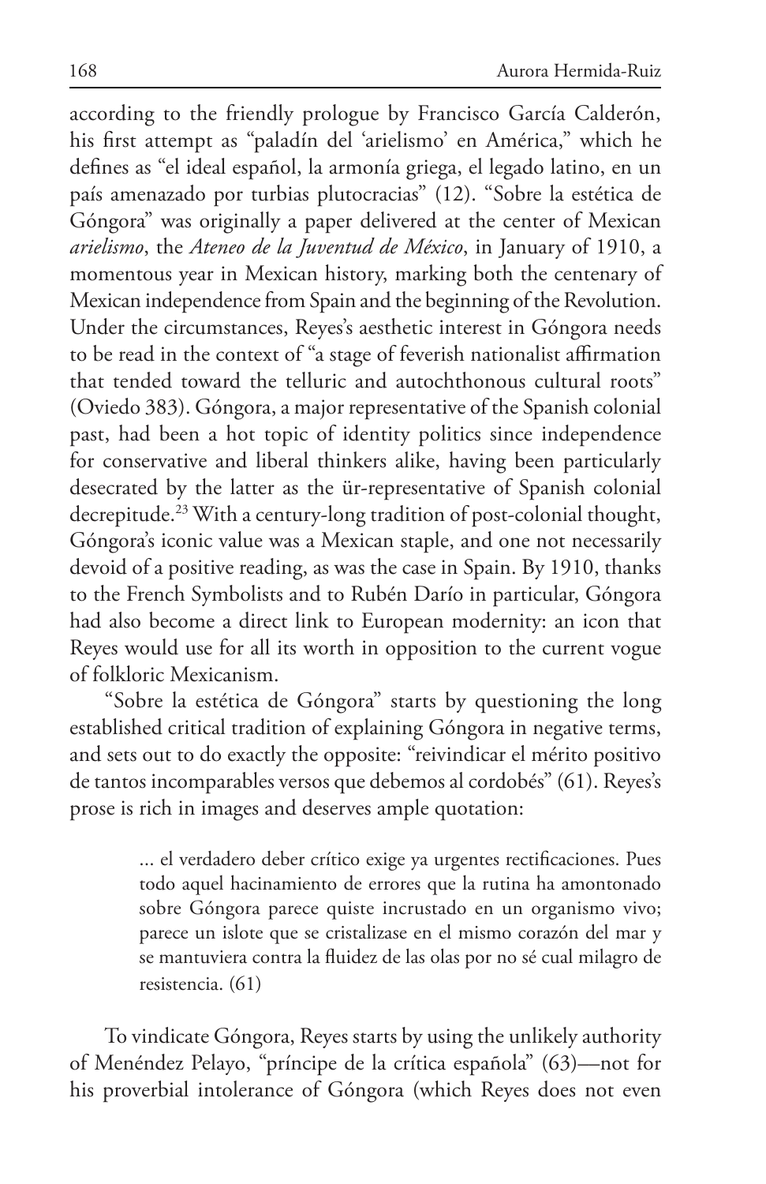according to the friendly prologue by Francisco García Calderón, his first attempt as "paladín del 'arielismo' en América," which he defines as "el ideal español, la armonía griega, el legado latino, en un país amenazado por turbias plutocracias" (12). "Sobre la estética de Góngora" was originally a paper delivered at the center of Mexican *arielismo*, the *Ateneo de la Juventud de México*, in January of 1910, a momentous year in Mexican history, marking both the centenary of Mexican independence from Spain and the beginning of the Revolution. Under the circumstances, Reyes's aesthetic interest in Góngora needs to be read in the context of "a stage of feverish nationalist affirmation that tended toward the telluric and autochthonous cultural roots" (Oviedo 383). Góngora, a major representative of the Spanish colonial past, had been a hot topic of identity politics since independence for conservative and liberal thinkers alike, having been particularly desecrated by the latter as the ür-representative of Spanish colonial decrepitude.[23] With a century-long tradition of post-colonial thought, Góngora's iconic value was a Mexican staple, and one not necessarily devoid of a positive reading, as was the case in Spain. By 1910, thanks to the French Symbolists and to Rubén Darío in particular, Góngora had also become a direct link to European modernity: an icon that Reyes would use for all its worth in opposition to the current vogue of folkloric Mexicanism.

"Sobre la estética de Góngora" starts by questioning the long established critical tradition of explaining Góngora in negative terms, and sets out to do exactly the opposite: "reivindicar el mérito positivo de tantos incomparables versos que debemos al cordobés" (61). Reyes's prose is rich in images and deserves ample quotation:

> ... el verdadero deber crítico exige ya urgentes rectificaciones. Pues todo aquel hacinamiento de errores que la rutina ha amontonado sobre Góngora parece quiste incrustado en un organismo vivo; parece un islote que se cristalizase en el mismo corazón del mar y se mantuviera contra la fluidez de las olas por no sé cual milagro de resistencia. (61)

To vindicate Góngora, Reyes starts by using the unlikely authority of Menéndez Pelayo, "príncipe de la crítica española" (63)—not for his proverbial intolerance of Góngora (which Reyes does not even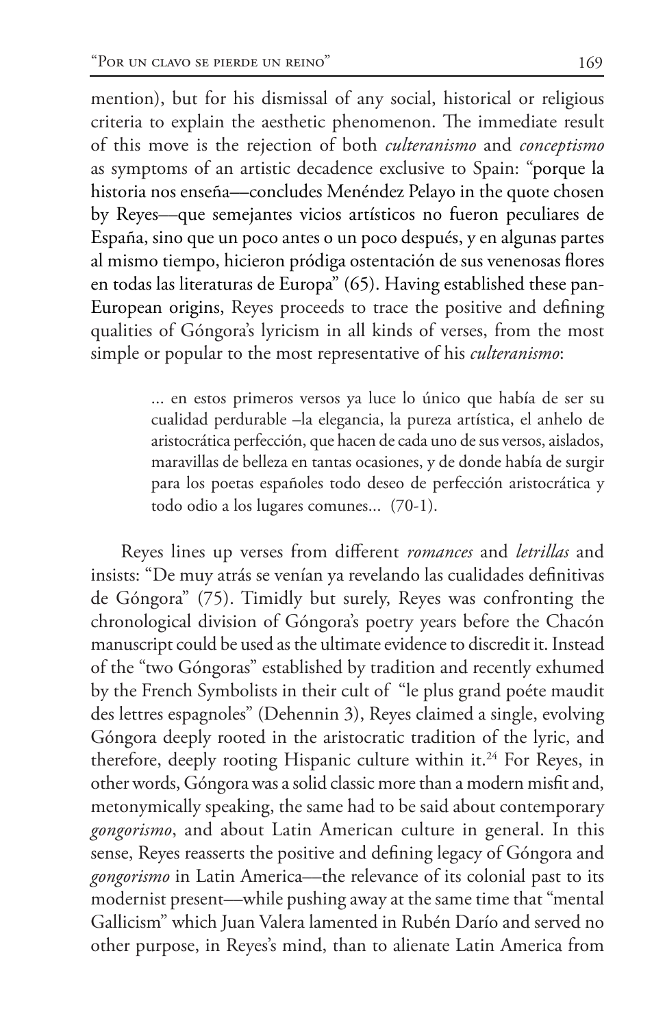mention), but for his dismissal of any social, historical or religious criteria to explain the aesthetic phenomenon. The immediate result of this move is the rejection of both *culteranismo* and *conceptismo* as symptoms of an artistic decadence exclusive to Spain: "porque la historia nos enseña—concludes Menéndez Pelayo in the quote chosen by Reyes—que semejantes vicios artísticos no fueron peculiares de España, sino que un poco antes o un poco después, y en algunas partes al mismo tiempo, hicieron pródiga ostentación de sus venenosas flores en todas las literaturas de Europa" (65). Having established these pan-European origins, Reyes proceeds to trace the positive and defining qualities of Góngora's lyricism in all kinds of verses, from the most simple or popular to the most representative of his *culteranismo*:

> ... en estos primeros versos ya luce lo único que había de ser su cualidad perdurable –la elegancia, la pureza artística, el anhelo de aristocrática perfección, que hacen de cada uno de sus versos, aislados, maravillas de belleza en tantas ocasiones, y de donde había de surgir para los poetas españoles todo deseo de perfección aristocrática y todo odio a los lugares comunes... (70-1).

Reyes lines up verses from different *romances* and *letrillas* and insists: "De muy atrás se venían ya revelando las cualidades definitivas de Góngora" (75). Timidly but surely, Reyes was confronting the chronological division of Góngora's poetry years before the Chacón manuscript could be used as the ultimate evidence to discredit it. Instead of the "two Góngoras" established by tradition and recently exhumed by the French Symbolists in their cult of "le plus grand poéte maudit des lettres espagnoles" (Dehennin 3), Reyes claimed a single, evolving Góngora deeply rooted in the aristocratic tradition of the lyric, and therefore, deeply rooting Hispanic culture within it.[24] For Reyes, in other words, Góngora was a solid classic more than a modern misfit and, metonymically speaking, the same had to be said about contemporary *gongorismo*, and about Latin American culture in general. In this sense, Reyes reasserts the positive and defining legacy of Góngora and *gongorismo* in Latin America—the relevance of its colonial past to its modernist present—while pushing away at the same time that "mental Gallicism" which Juan Valera lamented in Rubén Darío and served no other purpose, in Reyes's mind, than to alienate Latin America from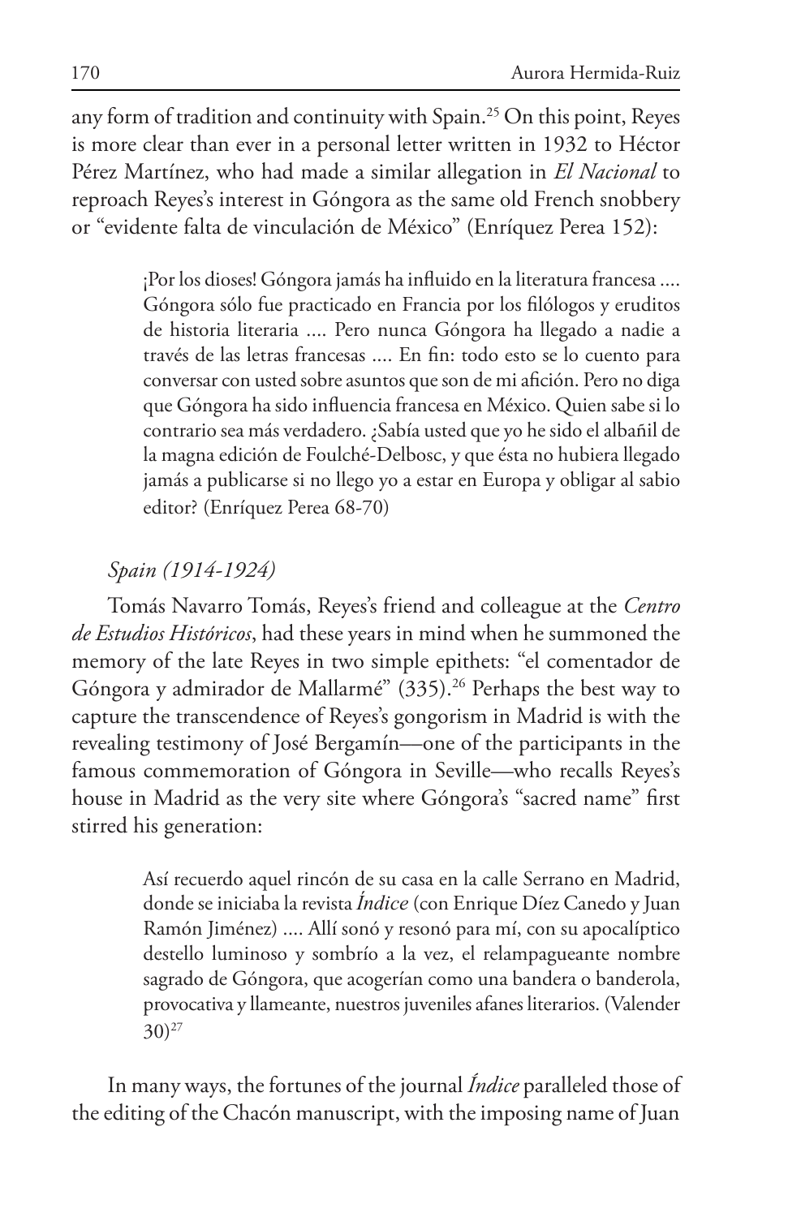any form of tradition and continuity with Spain.[25] On this point, Reyes is more clear than ever in a personal letter written in 1932 to Héctor Pérez Martínez, who had made a similar allegation in *El Nacional* to reproach Reyes's interest in Góngora as the same old French snobbery or "evidente falta de vinculación de México" (Enríquez Perea 152):

> ¡Por los dioses! Góngora jamás ha influido en la literatura francesa .... Góngora sólo fue practicado en Francia por los filólogos y eruditos de historia literaria .... Pero nunca Góngora ha llegado a nadie a través de las letras francesas .... En fin: todo esto se lo cuento para conversar con usted sobre asuntos que son de mi afición. Pero no diga que Góngora ha sido influencia francesa en México. Quien sabe si lo contrario sea más verdadero. ¿Sabía usted que yo he sido el albañil de la magna edición de Foulché-Delbosc, y que ésta no hubiera llegado jamás a publicarse si no llego yo a estar en Europa y obligar al sabio editor? (Enríquez Perea 68-70)

*Spain (1914-1924)*

Tomás Navarro Tomás, Reyes's friend and colleague at the *Centro de Estudios Históricos*, had these years in mind when he summoned the memory of the late Reyes in two simple epithets: "el comentador de Góngora y admirador de Mallarmé" (335).[26] Perhaps the best way to capture the transcendence of Reyes's gongorism in Madrid is with the revealing testimony of José Bergamín—one of the participants in the famous commemoration of Góngora in Seville—who recalls Reyes's house in Madrid as the very site where Góngora's "sacred name" first stirred his generation:

> Así recuerdo aquel rincón de su casa en la calle Serrano en Madrid, donde se iniciaba la revista *Índice* (con Enrique Díez Canedo y Juan Ramón Jiménez) .... Allí sonó y resonó para mí, con su apocalíptico destello luminoso y sombrío a la vez, el relampagueante nombre sagrado de Góngora, que acogerían como una bandera o banderola, provocativa y llameante, nuestros juveniles afanes literarios. (Valender 30)[27]

In many ways, the fortunes of the journal *Índice* paralleled those of the editing of the Chacón manuscript, with the imposing name of Juan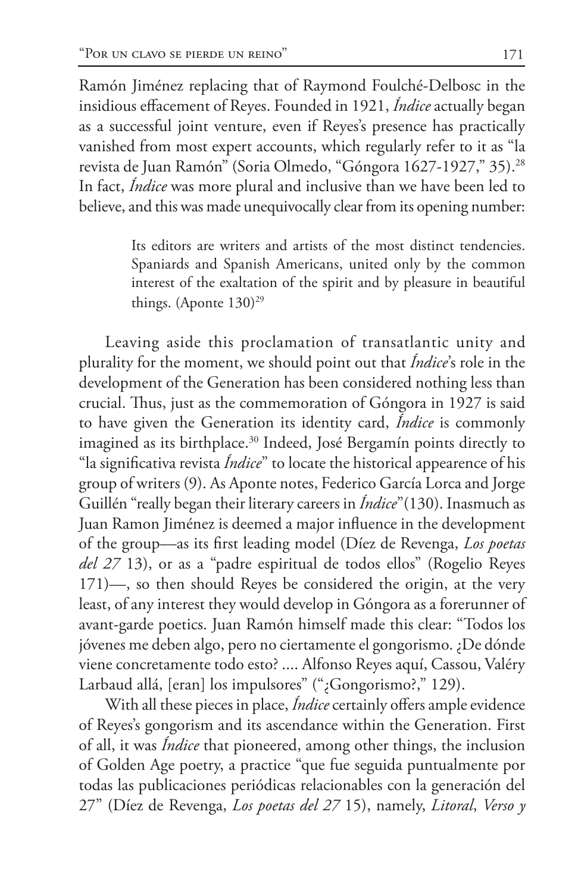Ramón Jiménez replacing that of Raymond Foulché-Delbosc in the insidious effacement of Reyes. Founded in 1921, *Índice* actually began as a successful joint venture, even if Reyes's presence has practically vanished from most expert accounts, which regularly refer to it as "la revista de Juan Ramón" (Soria Olmedo, "Góngora 1627-1927," 35).[28] In fact, *Índice* was more plural and inclusive than we have been led to believe, and this was made unequivocally clear from its opening number:

> Its editors are writers and artists of the most distinct tendencies. Spaniards and Spanish Americans, united only by the common interest of the exaltation of the spirit and by pleasure in beautiful things. (Aponte 130)[29]

Leaving aside this proclamation of transatlantic unity and plurality for the moment, we should point out that *Índice*'s role in the development of the Generation has been considered nothing less than crucial. Thus, just as the commemoration of Góngora in 1927 is said to have given the Generation its identity card, *Índice* is commonly imagined as its birthplace.[30] Indeed, José Bergamín points directly to "la significativa revista *Índice*" to locate the historical appearence of his group of writers (9). As Aponte notes, Federico García Lorca and Jorge Guillén "really began their literary careers in *Índice*" (130). Inasmuch as Juan Ramon Jiménez is deemed a major influence in the development of the group—as its first leading model (Díez de Revenga, *Los poetas del 27* 13), or as a "padre espiritual de todos ellos" (Rogelio Reyes 171)—, so then should Reyes be considered the origin, at the very least, of any interest they would develop in Góngora as a forerunner of avant-garde poetics. Juan Ramón himself made this clear: "Todos los jóvenes me deben algo, pero no ciertamente el gongorismo. ¿De dónde viene concretamente todo esto? .... Alfonso Reyes aquí, Cassou, Valéry Larbaud allá, [eran] los impulsores" ("¿Gongorismo?," 129).

With all these pieces in place, *Índice* certainly offers ample evidence of Reyes's gongorism and its ascendance within the Generation. First of all, it was *Índice* that pioneered, among other things, the inclusion of Golden Age poetry, a practice "que fue seguida puntualmente por todas las publicaciones periódicas relacionables con la generación del 27" (Díez de Revenga, *Los poetas del 27* 15), namely, *Litoral*, *Verso y*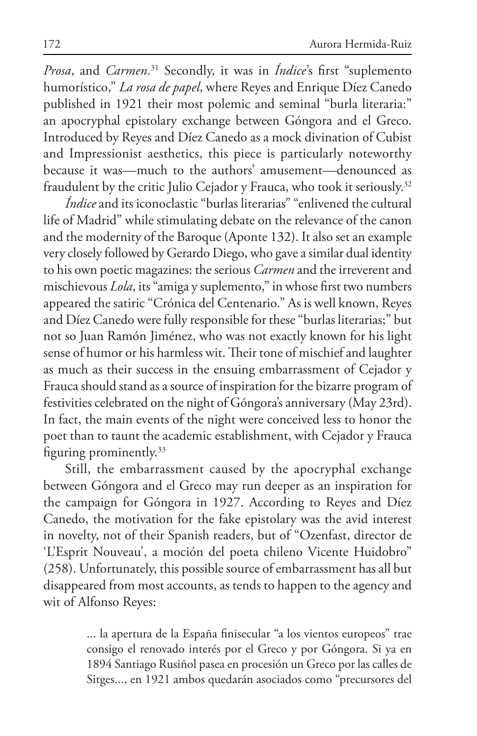*Prosa*, and *Carmen*.[31] Secondly, it was in *Índice*'s first "suplemento humorístico," *La rosa de papel*, where Reyes and Enrique Díez Canedo published in 1921 their most polemic and seminal "burla literaria:" an apocryphal epistolary exchange between Góngora and el Greco. Introduced by Reyes and Díez Canedo as a mock divination of Cubist and Impressionist aesthetics, this piece is particularly noteworthy because it was—much to the authors' amusement—denounced as fraudulent by the critic Julio Cejador y Frauca, who took it seriously.[32]

*Índice* and its iconoclastic "burlas literarias" "enlivened the cultural life of Madrid" while stimulating debate on the relevance of the canon and the modernity of the Baroque (Aponte 132). It also set an example very closely followed by Gerardo Diego, who gave a similar dual identity to his own poetic magazines: the serious *Carmen* and the irreverent and mischievous *Lola*, its "amiga y suplemento," in whose first two numbers appeared the satiric "Crónica del Centenario." As is well known, Reyes and Díez Canedo were fully responsible for these "burlas literarias;" but not so Juan Ramón Jiménez, who was not exactly known for his light sense of humor or his harmless wit. Their tone of mischief and laughter as much as their success in the ensuing embarrassment of Cejador y Frauca should stand as a source of inspiration for the bizarre program of festivities celebrated on the night of Góngora's anniversary (May 23rd). In fact, the main events of the night were conceived less to honor the poet than to taunt the academic establishment, with Cejador y Frauca figuring prominently.[33]

Still, the embarrassment caused by the apocryphal exchange between Góngora and el Greco may run deeper as an inspiration for the campaign for Góngora in 1927. According to Reyes and Díez Canedo, the motivation for the fake epistolary was the avid interest in novelty, not of their Spanish readers, but of "Ozenfast, director de 'L'Esprit Nouveau', a moción del poeta chileno Vicente Huidobro" (258). Unfortunately, this possible source of embarrassment has all but disappeared from most accounts, as tends to happen to the agency and wit of Alfonso Reyes:

> ... la apertura de la España finisecular "a los vientos europeos" trae consigo el renovado interés por el Greco y por Góngora. Si ya en 1894 Santiago Rusiñol pasea en procesión un Greco por las calles de Sitges..., en 1921 ambos quedarán asociados como "precursores del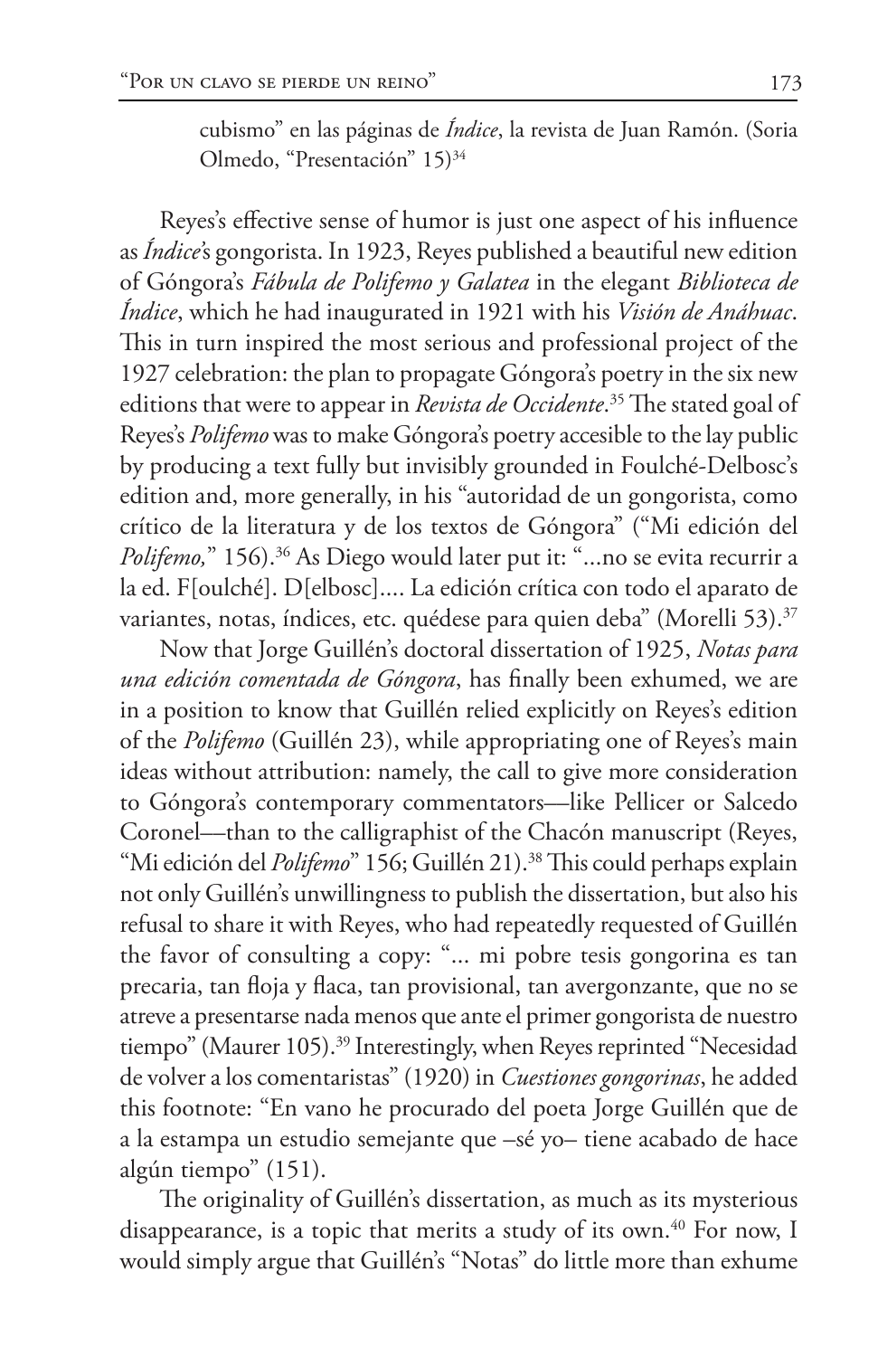cubismo" en las páginas de *Índice*, la revista de Juan Ramón. (Soria Olmedo, "Presentación" 15)[34]

Reyes's effective sense of humor is just one aspect of his influence as *Índice*'s gongorista. In 1923, Reyes published a beautiful new edition of Góngora's *Fábula de Polifemo y Galatea* in the elegant *Biblioteca de Índice*, which he had inaugurated in 1921 with his *Visión de Anáhuac*. This in turn inspired the most serious and professional project of the 1927 celebration: the plan to propagate Góngora's poetry in the six new editions that were to appear in *Revista de Occidente*.[35] The stated goal of Reyes's *Polifemo* was to make Góngora's poetry accesible to the lay public by producing a text fully but invisibly grounded in Foulché-Delbosc's edition and, more generally, in his "autoridad de un gongorista, como crítico de la literatura y de los textos de Góngora" ("Mi edición del *Polifemo,*" 156).[36] As Diego would later put it: "...no se evita recurrir a la ed. F[oulché]. D[elbosc].... La edición crítica con todo el aparato de variantes, notas, índices, etc. quédese para quien deba" (Morelli 53).[37]

Now that Jorge Guillén's doctoral dissertation of 1925, *Notas para una edición comentada de Góngora*, has finally been exhumed, we are in a position to know that Guillén relied explicitly on Reyes's edition of the *Polifemo* (Guillén 23), while appropriating one of Reyes's main ideas without attribution: namely, the call to give more consideration to Góngora's contemporary commentators—like Pellicer or Salcedo Coronel—than to the calligraphist of the Chacón manuscript (Reyes, "Mi edición del *Polifemo*" 156; Guillén 21).[38] This could perhaps explain not only Guillén's unwillingness to publish the dissertation, but also his refusal to share it with Reyes, who had repeatedly requested of Guillén the favor of consulting a copy: "... mi pobre tesis gongorina es tan precaria, tan floja y flaca, tan provisional, tan avergonzante, que no se atreve a presentarse nada menos que ante el primer gongorista de nuestro tiempo" (Maurer 105).[39] Interestingly, when Reyes reprinted "Necesidad de volver a los comentaristas" (1920) in *Cuestiones gongorinas*, he added this footnote: "En vano he procurado del poeta Jorge Guillén que de a la estampa un estudio semejante que –sé yo– tiene acabado de hace algún tiempo" (151).

The originality of Guillén's dissertation, as much as its mysterious disappearance, is a topic that merits a study of its own.[40] For now, I would simply argue that Guillén's "Notas" do little more than exhume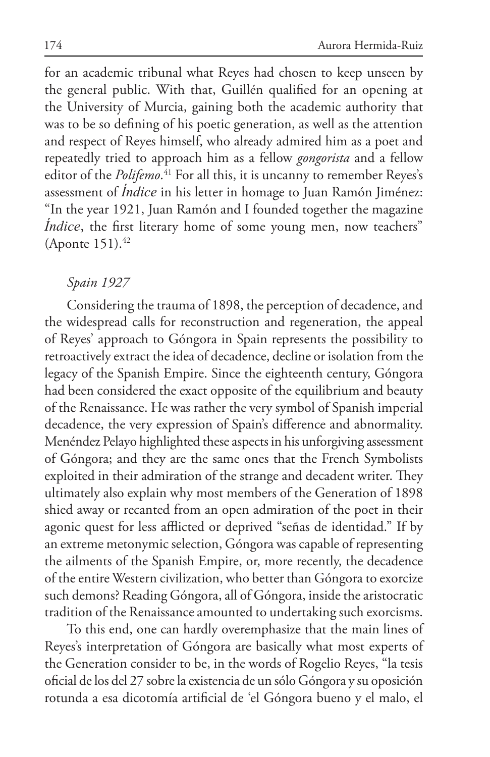for an academic tribunal what Reyes had chosen to keep unseen by the general public. With that, Guillén qualified for an opening at the University of Murcia, gaining both the academic authority that was to be so defining of his poetic generation, as well as the attention and respect of Reyes himself, who already admired him as a poet and repeatedly tried to approach him as a fellow *gongorista* and a fellow editor of the *Polifemo*.[41] For all this, it is uncanny to remember Reyes's assessment of *Índice* in his letter in homage to Juan Ramón Jiménez: "In the year 1921, Juan Ramón and I founded together the magazine *Índice*, the first literary home of some young men, now teachers" (Aponte 151).[42]

### *Spain 1927*

Considering the trauma of 1898, the perception of decadence, and the widespread calls for reconstruction and regeneration, the appeal of Reyes' approach to Góngora in Spain represents the possibility to retroactively extract the idea of decadence, decline or isolation from the legacy of the Spanish Empire. Since the eighteenth century, Góngora had been considered the exact opposite of the equilibrium and beauty of the Renaissance. He was rather the very symbol of Spanish imperial decadence, the very expression of Spain's difference and abnormality. Menéndez Pelayo highlighted these aspects in his unforgiving assessment of Góngora; and they are the same ones that the French Symbolists exploited in their admiration of the strange and decadent writer. They ultimately also explain why most members of the Generation of 1898 shied away or recanted from an open admiration of the poet in their agonic quest for less afflicted or deprived "señas de identidad." If by an extreme metonymic selection, Góngora was capable of representing the ailments of the Spanish Empire, or, more recently, the decadence of the entire Western civilization, who better than Góngora to exorcize such demons? Reading Góngora, all of Góngora, inside the aristocratic tradition of the Renaissance amounted to undertaking such exorcisms.

To this end, one can hardly overemphasize that the main lines of Reyes's interpretation of Góngora are basically what most experts of the Generation consider to be, in the words of Rogelio Reyes, "la tesis oficial de los del 27 sobre la existencia de un sólo Góngora y su oposición rotunda a esa dicotomía artificial de 'el Góngora bueno y el malo, el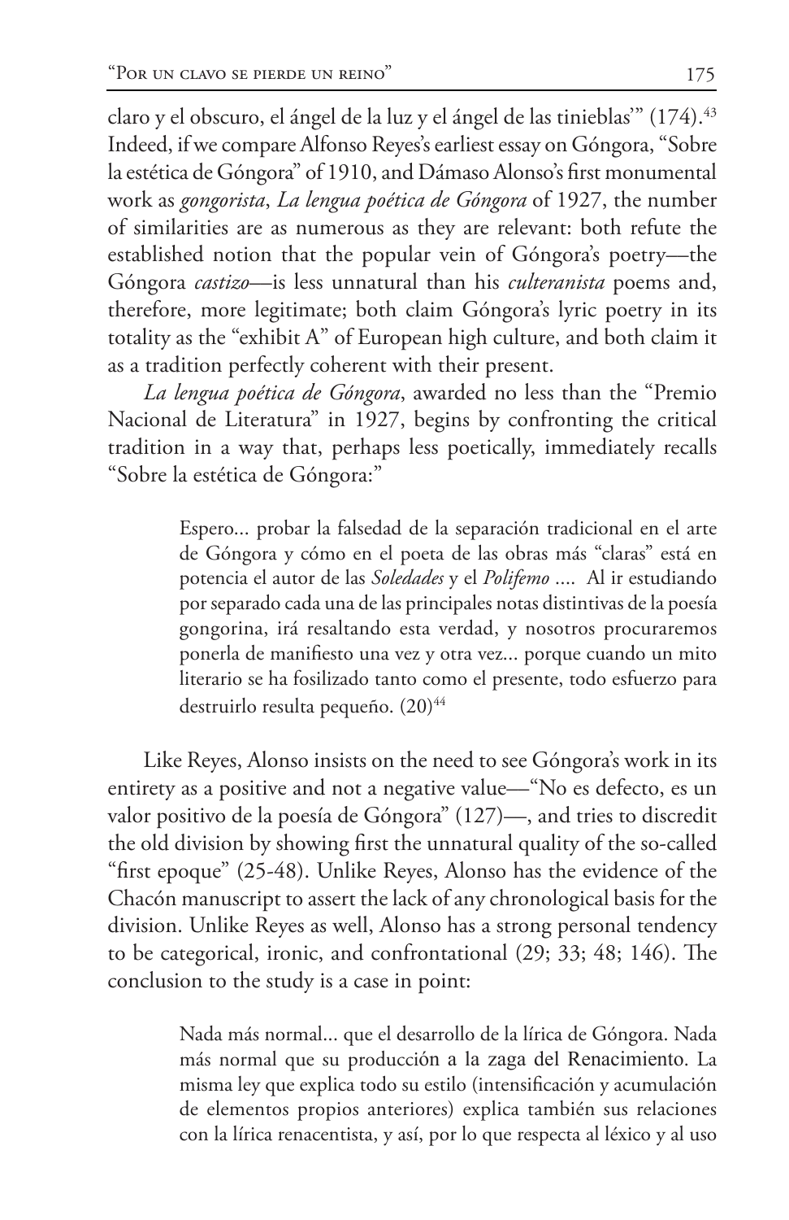claro y el obscuro, el ángel de la luz y el ángel de las tinieblas'" (174).[43] Indeed, if we compare Alfonso Reyes's earliest essay on Góngora, "Sobre la estética de Góngora" of 1910, and Dámaso Alonso's first monumental work as *gongorista*, *La lengua poética de Góngora* of 1927, the number of similarities are as numerous as they are relevant: both refute the established notion that the popular vein of Góngora's poetry—the Góngora *castizo*—is less unnatural than his *culteranista* poems and, therefore, more legitimate; both claim Góngora's lyric poetry in its totality as the "exhibit A" of European high culture, and both claim it as a tradition perfectly coherent with their present.

*La lengua poética de Góngora*, awarded no less than the "Premio Nacional de Literatura" in 1927, begins by confronting the critical tradition in a way that, perhaps less poetically, immediately recalls "Sobre la estética de Góngora:"

> Espero... probar la falsedad de la separación tradicional en el arte de Góngora y cómo en el poeta de las obras más "claras" está en potencia el autor de las *Soledades* y el *Polifemo* .... Al ir estudiando por separado cada una de las principales notas distintivas de la poesía gongorina, irá resaltando esta verdad, y nosotros procuraremos ponerla de manifiesto una vez y otra vez... porque cuando un mito literario se ha fosilizado tanto como el presente, todo esfuerzo para destruirlo resulta pequeño. (20)[44]

Like Reyes, Alonso insists on the need to see Góngora's work in its entirety as a positive and not a negative value—"No es defecto, es un valor positivo de la poesía de Góngora" (127)—, and tries to discredit the old division by showing first the unnatural quality of the so-called "first epoque" (25-48). Unlike Reyes, Alonso has the evidence of the Chacón manuscript to assert the lack of any chronological basis for the division. Unlike Reyes as well, Alonso has a strong personal tendency to be categorical, ironic, and confrontational (29; 33; 48; 146). The conclusion to the study is a case in point:

> Nada más normal... que el desarrollo de la lírica de Góngora. Nada más normal que su producción a la zaga del Renacimiento. La misma ley que explica todo su estilo (intensificación y acumulación de elementos propios anteriores) explica también sus relaciones con la lírica renacentista, y así, por lo que respecta al léxico y al uso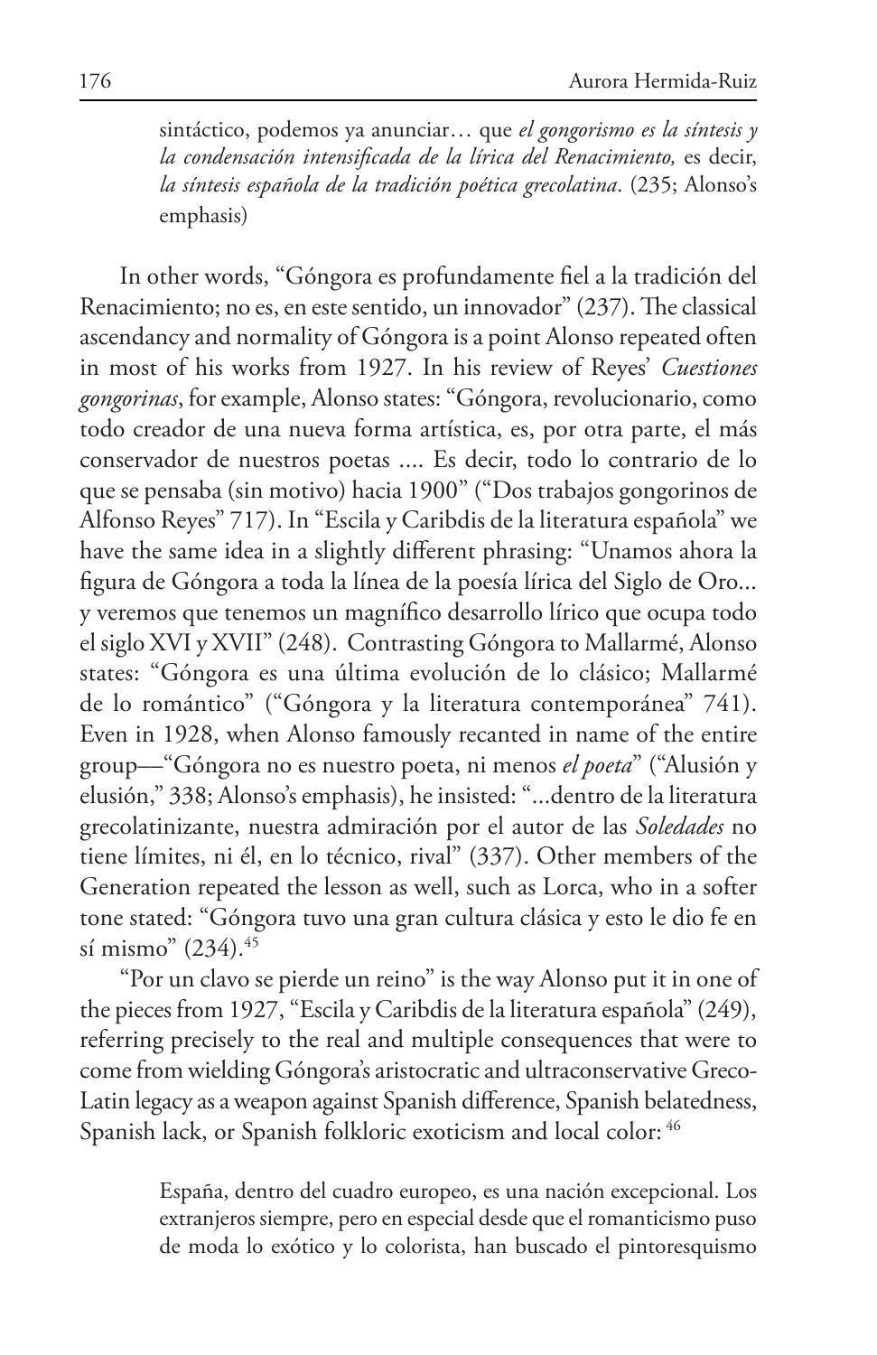> sintáctico, podemos ya anunciar… que *el gongorismo es la síntesis y la condensación intensificada de la lírica del Renacimiento,* es decir, *la síntesis española de la tradición poética grecolatina*. (235; Alonso's emphasis)

In other words, "Góngora es profundamente fiel a la tradición del Renacimiento; no es, en este sentido, un innovador" (237). The classical ascendancy and normality of Góngora is a point Alonso repeated often in most of his works from 1927. In his review of Reyes' *Cuestiones gongorinas*, for example, Alonso states: "Góngora, revolucionario, como todo creador de una nueva forma artística, es, por otra parte, el más conservador de nuestros poetas .... Es decir, todo lo contrario de lo que se pensaba (sin motivo) hacia 1900" ("Dos trabajos gongorinos de Alfonso Reyes" 717). In "Escila y Caribdis de la literatura española" we have the same idea in a slightly different phrasing: "Unamos ahora la figura de Góngora a toda la línea de la poesía lírica del Siglo de Oro... y veremos que tenemos un magnífico desarrollo lírico que ocupa todo el siglo XVI y XVII" (248). Contrasting Góngora to Mallarmé, Alonso states: "Góngora es una última evolución de lo clásico; Mallarmé de lo romántico" ("Góngora y la literatura contemporánea" 741). Even in 1928, when Alonso famously recanted in name of the entire group—"Góngora no es nuestro poeta, ni menos *el poeta*" ("Alusión y elusión," 338; Alonso's emphasis), he insisted: "...dentro de la literatura grecolatinizante, nuestra admiración por el autor de las *Soledades* no tiene límites, ni él, en lo técnico, rival" (337). Other members of the Generation repeated the lesson as well, such as Lorca, who in a softer tone stated: "Góngora tuvo una gran cultura clásica y esto le dio fe en sí mismo" (234).[45]

"Por un clavo se pierde un reino" is the way Alonso put it in one of the pieces from 1927, "Escila y Caribdis de la literatura española" (249), referring precisely to the real and multiple consequences that were to come from wielding Góngora's aristocratic and ultraconservative Greco-Latin legacy as a weapon against Spanish difference, Spanish belatedness, Spanish lack, or Spanish folkloric exoticism and local color: [46]

> España, dentro del cuadro europeo, es una nación excepcional. Los extranjeros siempre, pero en especial desde que el romanticismo puso de moda lo exótico y lo colorista, han buscado el pintoresquismo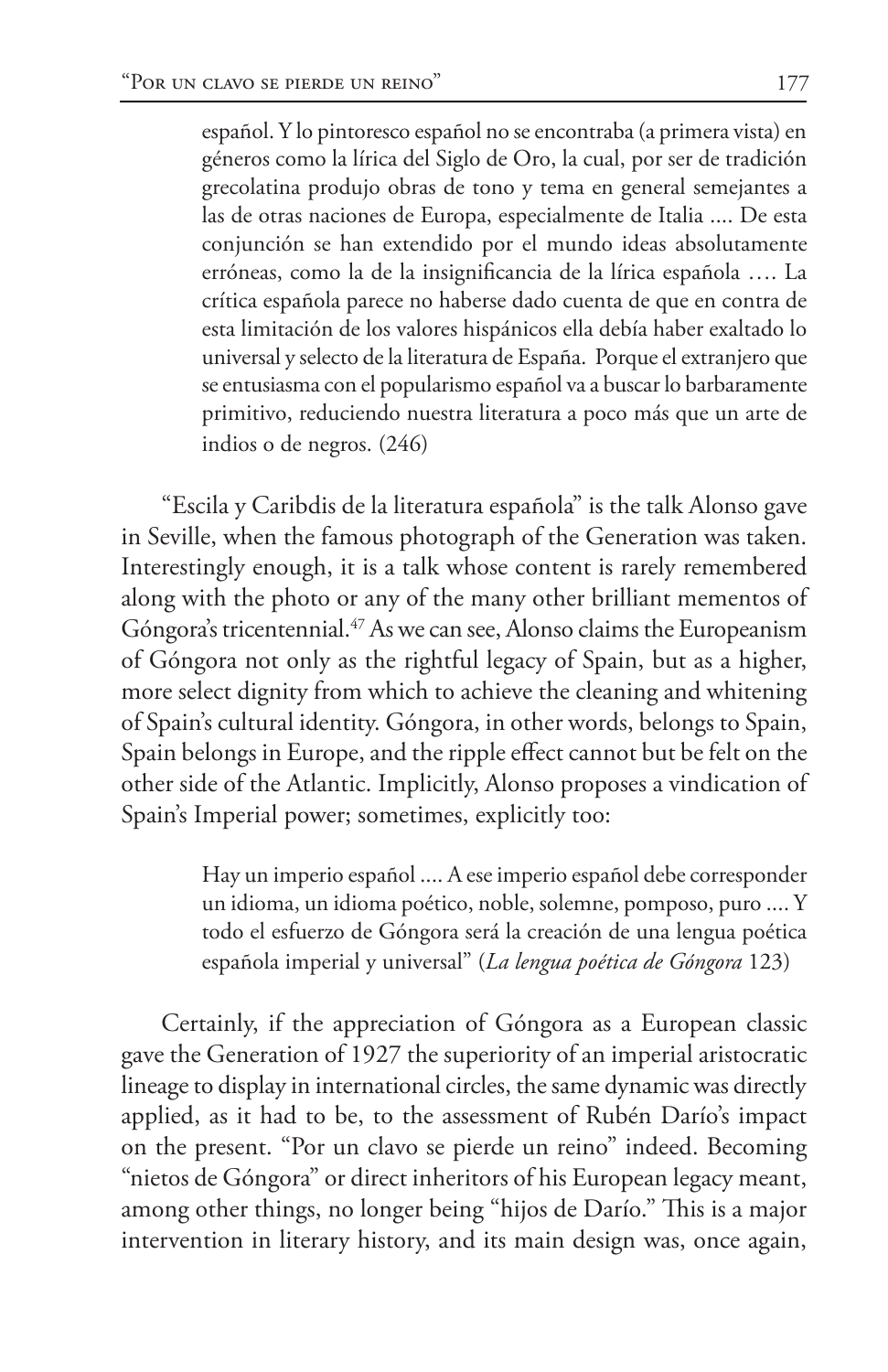> español. Y lo pintoresco español no se encontraba (a primera vista) en géneros como la lírica del Siglo de Oro, la cual, por ser de tradición grecolatina produjo obras de tono y tema en general semejantes a las de otras naciones de Europa, especialmente de Italia .... De esta conjunción se han extendido por el mundo ideas absolutamente erróneas, como la de la insignificancia de la lírica española …. La crítica española parece no haberse dado cuenta de que en contra de esta limitación de los valores hispánicos ella debía haber exaltado lo universal y selecto de la literatura de España. Porque el extranjero que se entusiasma con el popularismo español va a buscar lo barbaramente primitivo, reduciendo nuestra literatura a poco más que un arte de indios o de negros. (246)

"Escila y Caribdis de la literatura española" is the talk Alonso gave in Seville, when the famous photograph of the Generation was taken. Interestingly enough, it is a talk whose content is rarely remembered along with the photo or any of the many other brilliant mementos of Góngora's tricentennial.[47] As we can see, Alonso claims the Europeanism of Góngora not only as the rightful legacy of Spain, but as a higher, more select dignity from which to achieve the cleaning and whitening of Spain's cultural identity. Góngora, in other words, belongs to Spain, Spain belongs in Europe, and the ripple effect cannot but be felt on the other side of the Atlantic. Implicitly, Alonso proposes a vindication of Spain's Imperial power; sometimes, explicitly too:

> Hay un imperio español .... A ese imperio español debe corresponder un idioma, un idioma poético, noble, solemne, pomposo, puro .... Y todo el esfuerzo de Góngora será la creación de una lengua poética española imperial y universal" (*La lengua poética de Góngora* 123)

Certainly, if the appreciation of Góngora as a European classic gave the Generation of 1927 the superiority of an imperial aristocratic lineage to display in international circles, the same dynamic was directly applied, as it had to be, to the assessment of Rubén Darío's impact on the present. "Por un clavo se pierde un reino" indeed. Becoming "nietos de Góngora" or direct inheritors of his European legacy meant, among other things, no longer being "hijos de Darío." This is a major intervention in literary history, and its main design was, once again,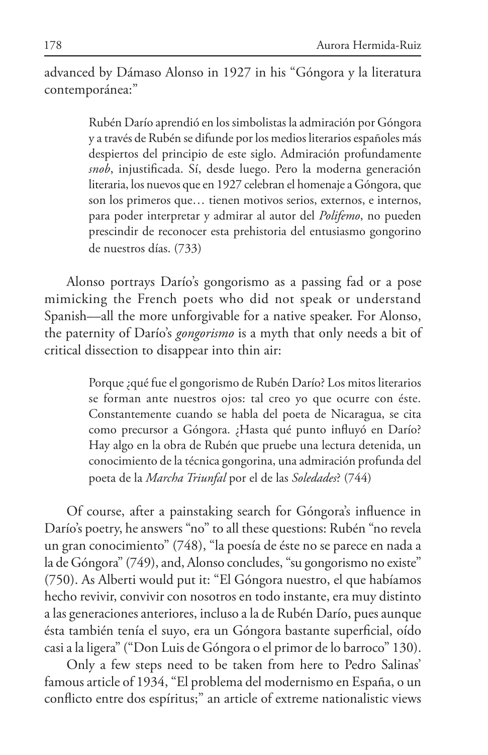advanced by Dámaso Alonso in 1927 in his "Góngora y la literatura contemporánea:"

> Rubén Darío aprendió en los simbolistas la admiración por Góngora y a través de Rubén se difunde por los medios literarios españoles más despiertos del principio de este siglo. Admiración profundamente *snob*, injustificada. Sí, desde luego. Pero la moderna generación literaria, los nuevos que en 1927 celebran el homenaje a Góngora, que son los primeros que… tienen motivos serios, externos, e internos, para poder interpretar y admirar al autor del *Polifemo*, no pueden prescindir de reconocer esta prehistoria del entusiasmo gongorino de nuestros días. (733)

Alonso portrays Darío's gongorismo as a passing fad or a pose mimicking the French poets who did not speak or understand Spanish—all the more unforgivable for a native speaker. For Alonso, the paternity of Darío's *gongorismo* is a myth that only needs a bit of critical dissection to disappear into thin air:

> Porque ¿qué fue el gongorismo de Rubén Darío? Los mitos literarios se forman ante nuestros ojos: tal creo yo que ocurre con éste. Constantemente cuando se habla del poeta de Nicaragua, se cita como precursor a Góngora. ¿Hasta qué punto influyó en Darío? Hay algo en la obra de Rubén que pruebe una lectura detenida, un conocimiento de la técnica gongorina, una admiración profunda del poeta de la *Marcha Triunfal* por el de las *Soledades*? (744)

Of course, after a painstaking search for Góngora's influence in Darío's poetry, he answers "no" to all these questions: Rubén "no revela un gran conocimiento" (748), "la poesía de éste no se parece en nada a la de Góngora" (749), and, Alonso concludes, "su gongorismo no existe" (750). As Alberti would put it: "El Góngora nuestro, el que habíamos hecho revivir, convivir con nosotros en todo instante, era muy distinto a las generaciones anteriores, incluso a la de Rubén Darío, pues aunque ésta también tenía el suyo, era un Góngora bastante superficial, oído casi a la ligera" ("Don Luis de Góngora o el primor de lo barroco" 130).

Only a few steps need to be taken from here to Pedro Salinas' famous article of 1934, "El problema del modernismo en España, o un conflicto entre dos espíritus;" an article of extreme nationalistic views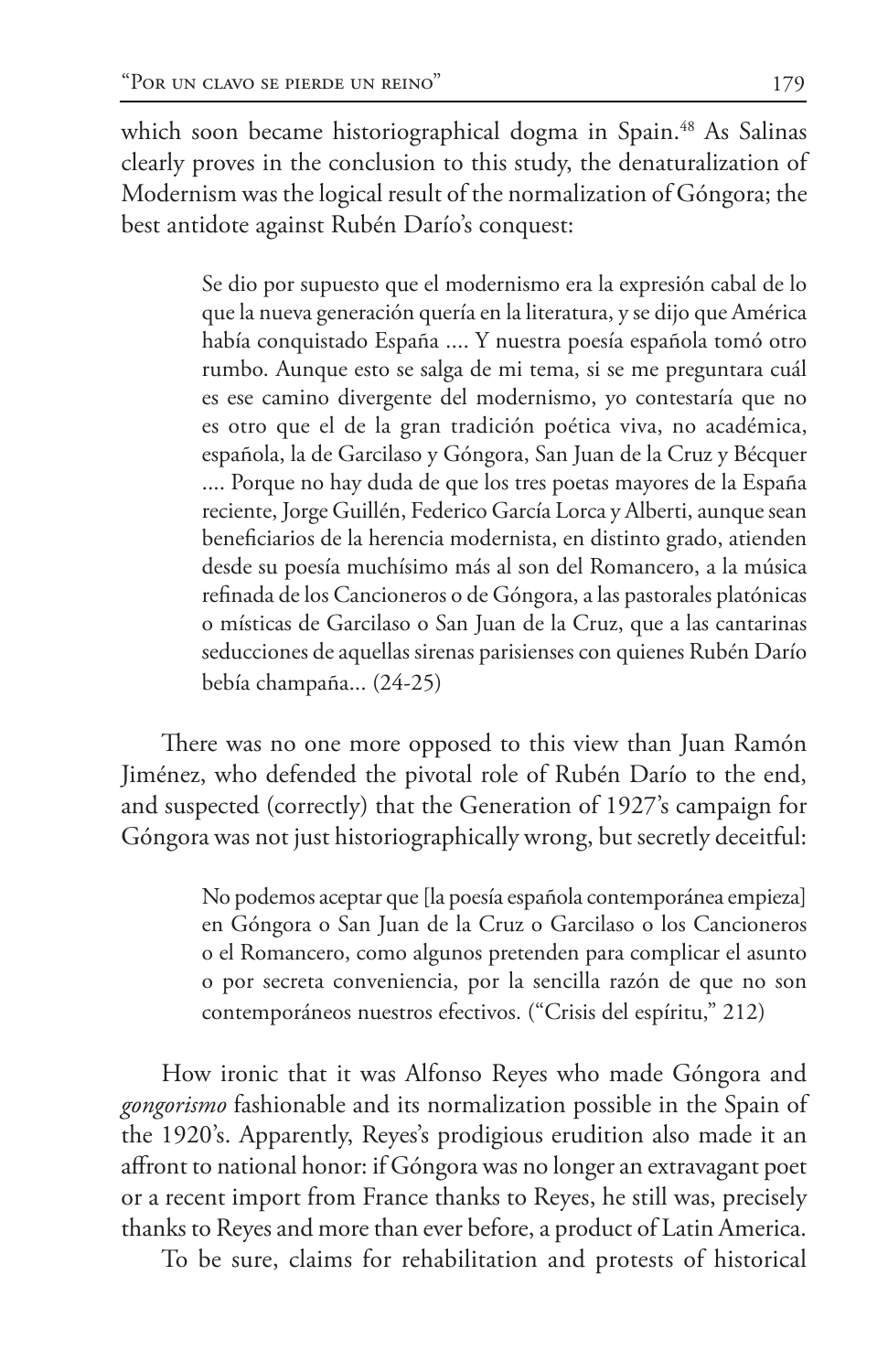which soon became historiographical dogma in Spain.[48] As Salinas clearly proves in the conclusion to this study, the denaturalization of Modernism was the logical result of the normalization of Góngora; the best antidote against Rubén Darío's conquest:

> Se dio por supuesto que el modernismo era la expresión cabal de lo que la nueva generación quería en la literatura, y se dijo que América había conquistado España .... Y nuestra poesía española tomó otro rumbo. Aunque esto se salga de mi tema, si se me preguntara cuál es ese camino divergente del modernismo, yo contestaría que no es otro que el de la gran tradición poética viva, no académica, española, la de Garcilaso y Góngora, San Juan de la Cruz y Bécquer .... Porque no hay duda de que los tres poetas mayores de la España reciente, Jorge Guillén, Federico García Lorca y Alberti, aunque sean beneficiarios de la herencia modernista, en distinto grado, atienden desde su poesía muchísimo más al son del Romancero, a la música refinada de los Cancioneros o de Góngora, a las pastorales platónicas o místicas de Garcilaso o San Juan de la Cruz, que a las cantarinas seducciones de aquellas sirenas parisienses con quienes Rubén Darío bebía champaña... (24-25)

There was no one more opposed to this view than Juan Ramón Jiménez, who defended the pivotal role of Rubén Darío to the end, and suspected (correctly) that the Generation of 1927's campaign for Góngora was not just historiographically wrong, but secretly deceitful:

> No podemos aceptar que [la poesía española contemporánea empieza] en Góngora o San Juan de la Cruz o Garcilaso o los Cancioneros o el Romancero, como algunos pretenden para complicar el asunto o por secreta conveniencia, por la sencilla razón de que no son contemporáneos nuestros efectivos. ("Crisis del espíritu," 212)

How ironic that it was Alfonso Reyes who made Góngora and *gongorismo* fashionable and its normalization possible in the Spain of the 1920's. Apparently, Reyes's prodigious erudition also made it an affront to national honor: if Góngora was no longer an extravagant poet or a recent import from France thanks to Reyes, he still was, precisely thanks to Reyes and more than ever before, a product of Latin America.

To be sure, claims for rehabilitation and protests of historical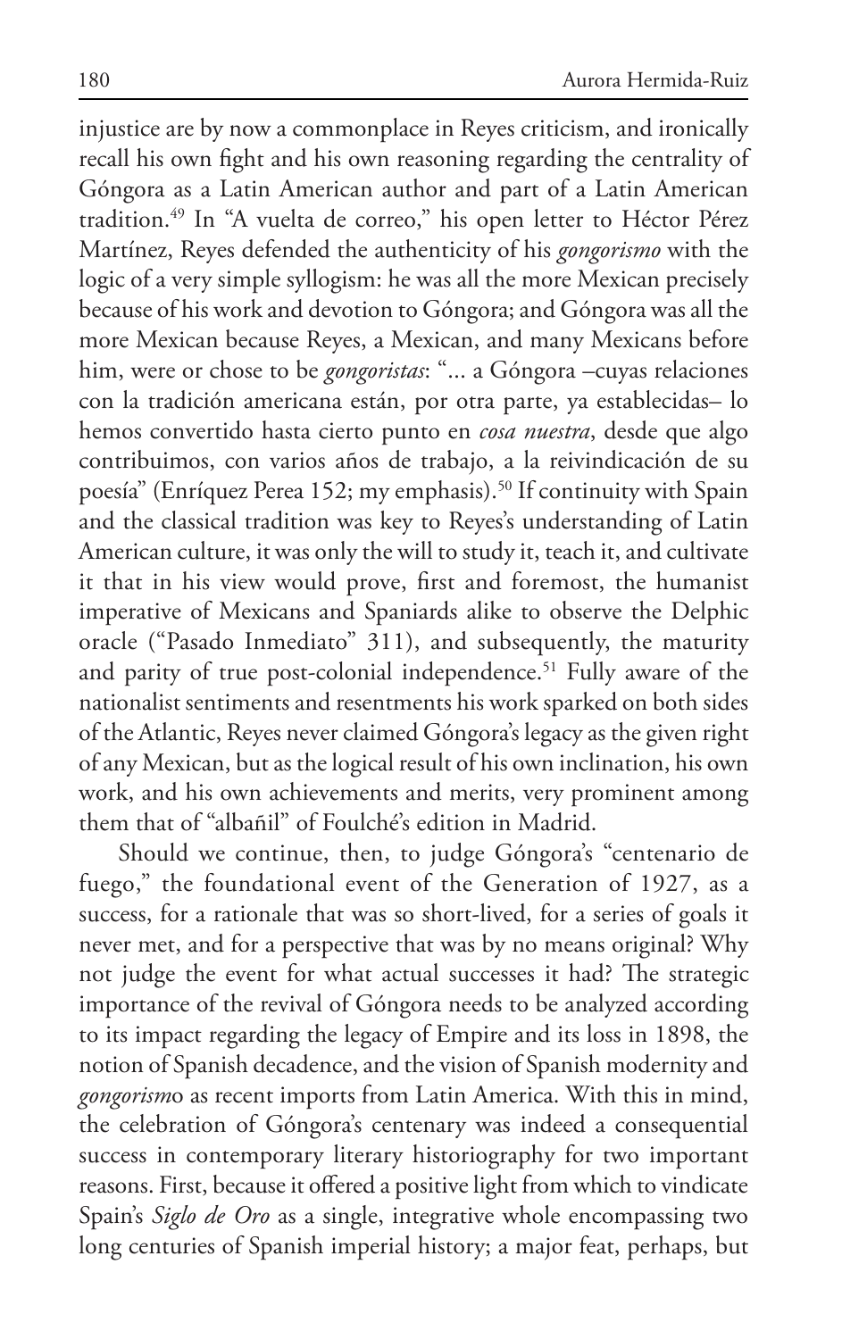injustice are by now a commonplace in Reyes criticism, and ironically recall his own fight and his own reasoning regarding the centrality of Góngora as a Latin American author and part of a Latin American tradition.[49] In "A vuelta de correo," his open letter to Héctor Pérez Martínez, Reyes defended the authenticity of his *gongorismo* with the logic of a very simple syllogism: he was all the more Mexican precisely because of his work and devotion to Góngora; and Góngora was all the more Mexican because Reyes, a Mexican, and many Mexicans before him, were or chose to be *gongoristas*: "... a Góngora –cuyas relaciones con la tradición americana están, por otra parte, ya establecidas– lo hemos convertido hasta cierto punto en *cosa nuestra*, desde que algo contribuimos, con varios años de trabajo, a la reivindicación de su poesía" (Enríquez Perea 152; my emphasis).[50] If continuity with Spain and the classical tradition was key to Reyes's understanding of Latin American culture, it was only the will to study it, teach it, and cultivate it that in his view would prove, first and foremost, the humanist imperative of Mexicans and Spaniards alike to observe the Delphic oracle ("Pasado Inmediato" 311), and subsequently, the maturity and parity of true post-colonial independence.[51] Fully aware of the nationalist sentiments and resentments his work sparked on both sides of the Atlantic, Reyes never claimed Góngora's legacy as the given right of any Mexican, but as the logical result of his own inclination, his own work, and his own achievements and merits, very prominent among them that of "albañil" of Foulché's edition in Madrid.

Should we continue, then, to judge Góngora's "centenario de fuego," the foundational event of the Generation of 1927, as a success, for a rationale that was so short-lived, for a series of goals it never met, and for a perspective that was by no means original? Why not judge the event for what actual successes it had? The strategic importance of the revival of Góngora needs to be analyzed according to its impact regarding the legacy of Empire and its loss in 1898, the notion of Spanish decadence, and the vision of Spanish modernity and *gongorismo* as recent imports from Latin America. With this in mind, the celebration of Góngora's centenary was indeed a consequential success in contemporary literary historiography for two important reasons. First, because it offered a positive light from which to vindicate Spain's *Siglo de Oro* as a single, integrative whole encompassing two long centuries of Spanish imperial history; a major feat, perhaps, but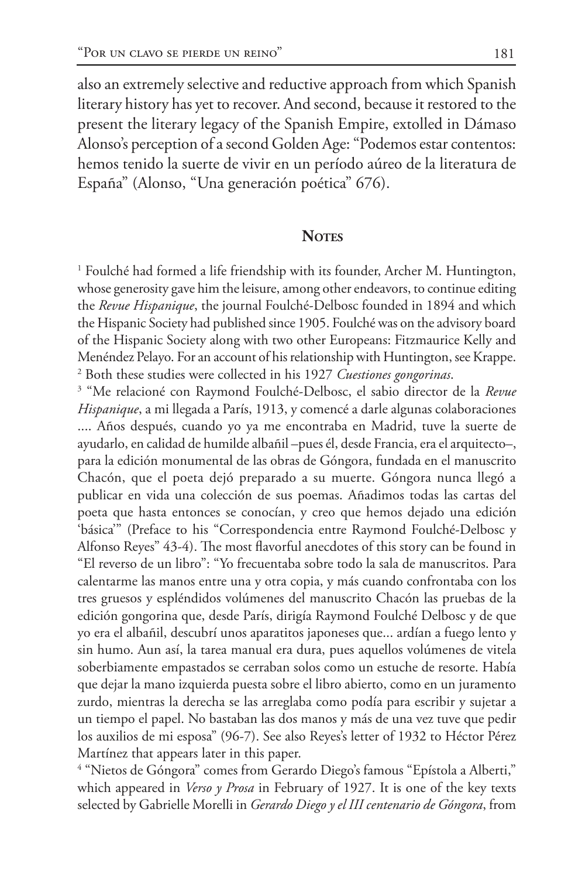also an extremely selective and reductive approach from which Spanish literary history has yet to recover. And second, because it restored to the present the literary legacy of the Spanish Empire, extolled in Dámaso Alonso's perception of a second Golden Age: "Podemos estar contentos: hemos tenido la suerte de vivir en un período aúreo de la literatura de España" (Alonso, "Una generación poética" 676).

## Notes

[1] Foulché had formed a life friendship with its founder, Archer M. Huntington, whose generosity gave him the leisure, among other endeavors, to continue editing the *Revue Hispanique*, the journal Foulché-Delbosc founded in 1894 and which the Hispanic Society had published since 1905. Foulché was on the advisory board of the Hispanic Society along with two other Europeans: Fitzmaurice Kelly and Menéndez Pelayo. For an account of his relationship with Huntington, see Krappe.

[2] Both these studies were collected in his 1927 *Cuestiones gongorinas*.

[3] "Me relacioné con Raymond Foulché-Delbosc, el sabio director de la *Revue Hispanique*, a mi llegada a París, 1913, y comencé a darle algunas colaboraciones .... Años después, cuando yo ya me encontraba en Madrid, tuve la suerte de ayudarlo, en calidad de humilde albañil –pues él, desde Francia, era el arquitecto–, para la edición monumental de las obras de Góngora, fundada en el manuscrito Chacón, que el poeta dejó preparado a su muerte. Góngora nunca llegó a publicar en vida una colección de sus poemas. Añadimos todas las cartas del poeta que hasta entonces se conocían, y creo que hemos dejado una edición 'básica'" (Preface to his "Correspondencia entre Raymond Foulché-Delbosc y Alfonso Reyes" 43-4). The most flavorful anecdotes of this story can be found in "El reverso de un libro": "Yo frecuentaba sobre todo la sala de manuscritos. Para calentarme las manos entre una y otra copia, y más cuando confrontaba con los tres gruesos y espléndidos volúmenes del manuscrito Chacón las pruebas de la edición gongorina que, desde París, dirigía Raymond Foulché Delbosc y de que yo era el albañil, descubrí unos aparatitos japoneses que... ardían a fuego lento y sin humo. Aun así, la tarea manual era dura, pues aquellos volúmenes de vitela soberbiamente empastados se cerraban solos como un estuche de resorte. Había que dejar la mano izquierda puesta sobre el libro abierto, como en un juramento zurdo, mientras la derecha se las arreglaba como podía para escribir y sujetar a un tiempo el papel. No bastaban las dos manos y más de una vez tuve que pedir los auxilios de mi esposa" (96-7). See also Reyes's letter of 1932 to Héctor Pérez Martínez that appears later in this paper.

[4] "Nietos de Góngora" comes from Gerardo Diego's famous "Epístola a Alberti," which appeared in *Verso y Prosa* in February of 1927. It is one of the key texts selected by Gabrielle Morelli in *Gerardo Diego y el III centenario de Góngora*, from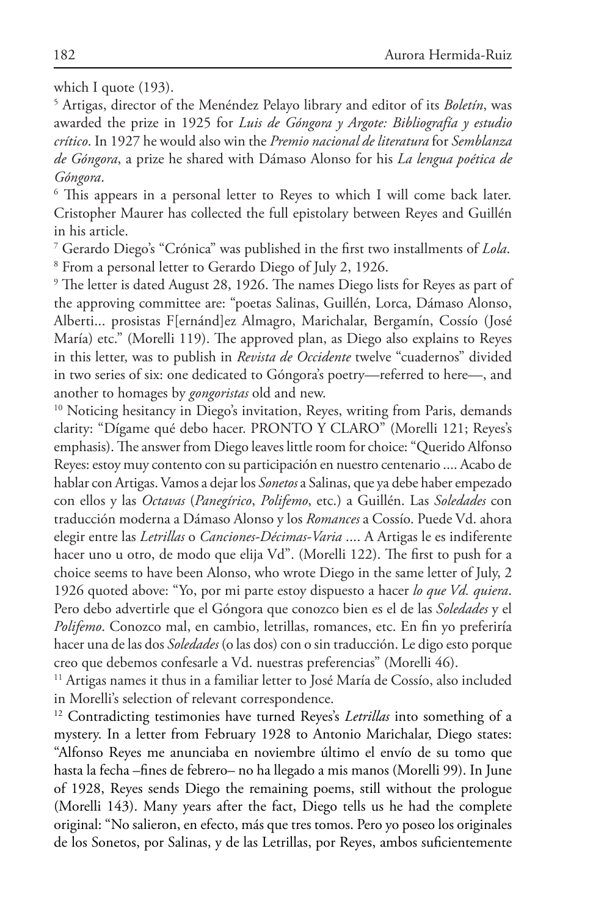which I quote (193).

[5] Artigas, director of the Menéndez Pelayo library and editor of its *Boletín*, was awarded the prize in 1925 for *Luis de Góngora y Argote: Bibliografía y estudio crítico*. In 1927 he would also win the *Premio nacional de literatura* for *Semblanza de Góngora*, a prize he shared with Dámaso Alonso for his *La lengua poética de Góngora*.

[6] This appears in a personal letter to Reyes to which I will come back later. Cristopher Maurer has collected the full epistolary between Reyes and Guillén in his article.

[7] Gerardo Diego's "Crónica" was published in the first two installments of *Lola*.

[8] From a personal letter to Gerardo Diego of July 2, 1926.

[9] The letter is dated August 28, 1926. The names Diego lists for Reyes as part of the approving committee are: "poetas Salinas, Guillén, Lorca, Dámaso Alonso, Alberti... prosistas F[ernánd]ez Almagro, Marichalar, Bergamín, Cossío (José María) etc." (Morelli 119). The approved plan, as Diego also explains to Reyes in this letter, was to publish in *Revista de Occidente* twelve "cuadernos" divided in two series of six: one dedicated to Góngora's poetry—referred to here—, and another to homages by *gongoristas* old and new.

[10] Noticing hesitancy in Diego's invitation, Reyes, writing from Paris, demands clarity: "Dígame qué debo hacer. PRONTO Y CLARO" (Morelli 121; Reyes's emphasis). The answer from Diego leaves little room for choice: "Querido Alfonso Reyes: estoy muy contento con su participación en nuestro centenario .... Acabo de hablar con Artigas. Vamos a dejar los *Sonetos* a Salinas, que ya debe haber empezado con ellos y las *Octavas* (*Panegírico*, *Polifemo*, etc.) a Guillén. Las *Soledades* con traducción moderna a Dámaso Alonso y los *Romances* a Cossío. Puede Vd. ahora elegir entre las *Letrillas* o *Canciones-Décimas-Varia* .... A Artigas le es indiferente hacer uno u otro, de modo que elija Vd". (Morelli 122). The first to push for a choice seems to have been Alonso, who wrote Diego in the same letter of July, 2 1926 quoted above: "Yo, por mi parte estoy dispuesto a hacer *lo que Vd. quiera*. Pero debo advertirle que el Góngora que conozco bien es el de las *Soledades* y el *Polifemo*. Conozco mal, en cambio, letrillas, romances, etc. En fin yo preferiría hacer una de las dos *Soledades* (o las dos) con o sin traducción. Le digo esto porque creo que debemos confesarle a Vd. nuestras preferencias" (Morelli 46).

[11] Artigas names it thus in a familiar letter to José María de Cossío, also included in Morelli's selection of relevant correspondence.

[12] Contradicting testimonies have turned Reyes's *Letrillas* into something of a mystery. In a letter from February 1928 to Antonio Marichalar, Diego states: "Alfonso Reyes me anunciaba en noviembre último el envío de su tomo que hasta la fecha –fines de febrero– no ha llegado a mis manos (Morelli 99). In June of 1928, Reyes sends Diego the remaining poems, still without the prologue (Morelli 143). Many years after the fact, Diego tells us he had the complete original: "No salieron, en efecto, más que tres tomos. Pero yo poseo los originales de los Sonetos, por Salinas, y de las Letrillas, por Reyes, ambos suficientemente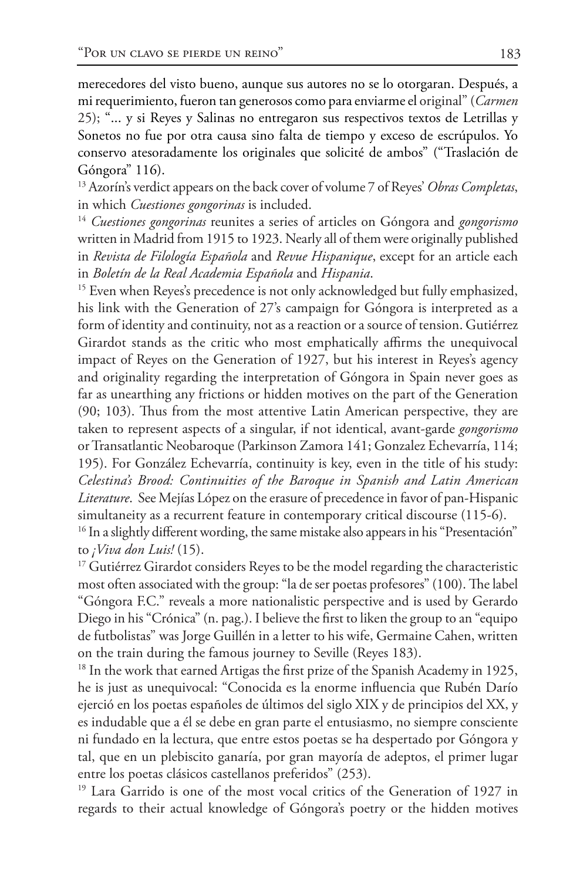merecedores del visto bueno, aunque sus autores no se lo otorgaran. Después, a mi requerimiento, fueron tan generosos como para enviarme el original" (*Carmen* 25); "... y si Reyes y Salinas no entregaron sus respectivos textos de Letrillas y Sonetos no fue por otra causa sino falta de tiempo y exceso de escrúpulos. Yo conservo atesoradamente los originales que solicité de ambos" ("Traslación de Góngora" 116).

[13] Azorín's verdict appears on the back cover of volume 7 of Reyes' *Obras Completas*, in which *Cuestiones gongorinas* is included.

[14] *Cuestiones gongorinas* reunites a series of articles on Góngora and *gongorismo* written in Madrid from 1915 to 1923. Nearly all of them were originally published in *Revista de Filología Española* and *Revue Hispanique*, except for an article each in *Boletín de la Real Academia Española* and *Hispania*.

[15] Even when Reyes's precedence is not only acknowledged but fully emphasized, his link with the Generation of 27's campaign for Góngora is interpreted as a form of identity and continuity, not as a reaction or a source of tension. Gutiérrez Girardot stands as the critic who most emphatically affirms the unequivocal impact of Reyes on the Generation of 1927, but his interest in Reyes's agency and originality regarding the interpretation of Góngora in Spain never goes as far as unearthing any frictions or hidden motives on the part of the Generation (90; 103). Thus from the most attentive Latin American perspective, they are taken to represent aspects of a singular, if not identical, avant-garde *gongorismo* or Transatlantic Neobaroque (Parkinson Zamora 141; Gonzalez Echevarría, 114; 195). For González Echevarría, continuity is key, even in the title of his study: *Celestina's Brood: Continuities of the Baroque in Spanish and Latin American Literature*. See Mejías López on the erasure of precedence in favor of pan-Hispanic simultaneity as a recurrent feature in contemporary critical discourse (115-6).

[16] In a slightly different wording, the same mistake also appears in his "Presentación" to *¡Viva don Luis!* (15).

[17] Gutiérrez Girardot considers Reyes to be the model regarding the characteristic most often associated with the group: "la de ser poetas profesores" (100). The label "Góngora F.C." reveals a more nationalistic perspective and is used by Gerardo Diego in his "Crónica" (n. pag.). I believe the first to liken the group to an "equipo de futbolistas" was Jorge Guillén in a letter to his wife, Germaine Cahen, written on the train during the famous journey to Seville (Reyes 183).

[18] In the work that earned Artigas the first prize of the Spanish Academy in 1925, he is just as unequivocal: "Conocida es la enorme influencia que Rubén Darío ejerció en los poetas españoles de últimos del siglo XIX y de principios del XX, y es indudable que a él se debe en gran parte el entusiasmo, no siempre consciente ni fundado en la lectura, que entre estos poetas se ha despertado por Góngora y tal, que en un plebiscito ganaría, por gran mayoría de adeptos, el primer lugar entre los poetas clásicos castellanos preferidos" (253).

[19] Lara Garrido is one of the most vocal critics of the Generation of 1927 in regards to their actual knowledge of Góngora's poetry or the hidden motives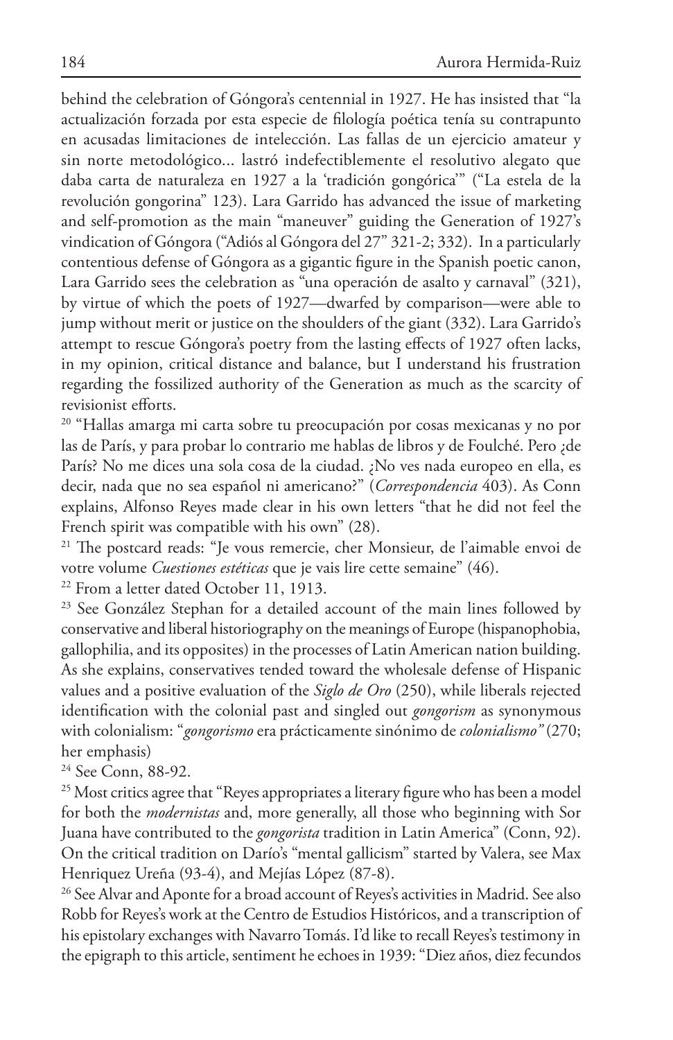behind the celebration of Góngora's centennial in 1927. He has insisted that "la actualización forzada por esta especie de filología poética tenía su contrapunto en acusadas limitaciones de intelección. Las fallas de un ejercicio amateur y sin norte metodológico... lastró indefectiblemente el resolutivo alegato que daba carta de naturaleza en 1927 a la 'tradición gongórica'" ("La estela de la revolución gongorina" 123). Lara Garrido has advanced the issue of marketing and self-promotion as the main "maneuver" guiding the Generation of 1927's vindication of Góngora ("Adiós al Góngora del 27" 321-2; 332). In a particularly contentious defense of Góngora as a gigantic figure in the Spanish poetic canon, Lara Garrido sees the celebration as "una operación de asalto y carnaval" (321), by virtue of which the poets of 1927—dwarfed by comparison—were able to jump without merit or justice on the shoulders of the giant (332). Lara Garrido's attempt to rescue Góngora's poetry from the lasting effects of 1927 often lacks, in my opinion, critical distance and balance, but I understand his frustration regarding the fossilized authority of the Generation as much as the scarcity of revisionist efforts.

[20] "Hallas amarga mi carta sobre tu preocupación por cosas mexicanas y no por las de París, y para probar lo contrario me hablas de libros y de Foulché. Pero ¿de París? No me dices una sola cosa de la ciudad. ¿No ves nada europeo en ella, es decir, nada que no sea español ni americano?" (*Correspondencia* 403). As Conn explains, Alfonso Reyes made clear in his own letters "that he did not feel the French spirit was compatible with his own" (28).

[21] The postcard reads: "Je vous remercie, cher Monsieur, de l'aimable envoi de votre volume *Cuestiones estéticas* que je vais lire cette semaine" (46).

[22] From a letter dated October 11, 1913.

[23] See González Stephan for a detailed account of the main lines followed by conservative and liberal historiography on the meanings of Europe (hispanophobia, gallophilia, and its opposites) in the processes of Latin American nation building. As she explains, conservatives tended toward the wholesale defense of Hispanic values and a positive evaluation of the *Siglo de Oro* (250), while liberals rejected identification with the colonial past and singled out *gongorism* as synonymous with colonialism: "*gongorismo* era prácticamente sinónimo de *colonialismo"* (270; her emphasis)

[24] See Conn, 88-92.

[25] Most critics agree that "Reyes appropriates a literary figure who has been a model for both the *modernistas* and, more generally, all those who beginning with Sor Juana have contributed to the *gongorista* tradition in Latin America" (Conn, 92). On the critical tradition on Darío's "mental gallicism" started by Valera, see Max Henriquez Ureña (93-4), and Mejías López (87-8).

[26] See Alvar and Aponte for a broad account of Reyes's activities in Madrid. See also Robb for Reyes's work at the Centro de Estudios Históricos, and a transcription of his epistolary exchanges with Navarro Tomás. I'd like to recall Reyes's testimony in the epigraph to this article, sentiment he echoes in 1939: "Diez años, diez fecundos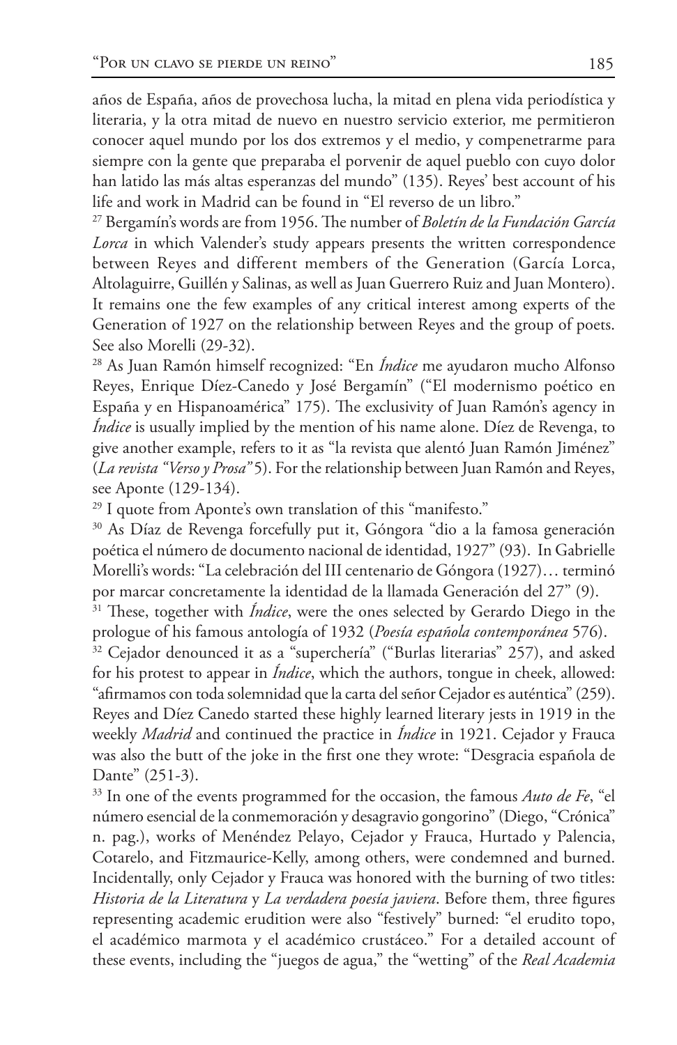años de España, años de provechosa lucha, la mitad en plena vida periodística y literaria, y la otra mitad de nuevo en nuestro servicio exterior, me permitieron conocer aquel mundo por los dos extremos y el medio, y compenetrarme para siempre con la gente que preparaba el porvenir de aquel pueblo con cuyo dolor han latido las más altas esperanzas del mundo" (135). Reyes' best account of his life and work in Madrid can be found in "El reverso de un libro."

[27] Bergamín's words are from 1956. The number of *Boletín de la Fundación García Lorca* in which Valender's study appears presents the written correspondence between Reyes and different members of the Generation (García Lorca, Altolaguirre, Guillén y Salinas, as well as Juan Guerrero Ruiz and Juan Montero). It remains one the few examples of any critical interest among experts of the Generation of 1927 on the relationship between Reyes and the group of poets. See also Morelli (29-32).

[28] As Juan Ramón himself recognized: "En *Índice* me ayudaron mucho Alfonso Reyes, Enrique Díez-Canedo y José Bergamín" ("El modernismo poético en España y en Hispanoamérica" 175). The exclusivity of Juan Ramón's agency in *Índice* is usually implied by the mention of his name alone. Díez de Revenga, to give another example, refers to it as "la revista que alentó Juan Ramón Jiménez" (*La revista "Verso y Prosa"* 5). For the relationship between Juan Ramón and Reyes, see Aponte (129-134).

[29] I quote from Aponte's own translation of this "manifesto."

[30] As Díaz de Revenga forcefully put it, Góngora "dio a la famosa generación poética el número de documento nacional de identidad, 1927" (93). In Gabrielle Morelli's words: "La celebración del III centenario de Góngora (1927)… terminó por marcar concretamente la identidad de la llamada Generación del 27" (9).

[31] These, together with *Índice*, were the ones selected by Gerardo Diego in the prologue of his famous antología of 1932 (*Poesía española contemporánea* 576).

[32] Cejador denounced it as a "superchería" ("Burlas literarias" 257), and asked for his protest to appear in *Índice*, which the authors, tongue in cheek, allowed: "afirmamos con toda solemnidad que la carta del señor Cejador es auténtica" (259). Reyes and Díez Canedo started these highly learned literary jests in 1919 in the weekly *Madrid* and continued the practice in *Índice* in 1921. Cejador y Frauca was also the butt of the joke in the first one they wrote: "Desgracia española de Dante" (251-3).

[33] In one of the events programmed for the occasion, the famous *Auto de Fe*, "el número esencial de la conmemoración y desagravio gongorino" (Diego, "Crónica" n. pag.), works of Menéndez Pelayo, Cejador y Frauca, Hurtado y Palencia, Cotarelo, and Fitzmaurice-Kelly, among others, were condemned and burned. Incidentally, only Cejador y Frauca was honored with the burning of two titles: *Historia de la Literatura* y *La verdadera poesía javiera*. Before them, three figures representing academic erudition were also "festively" burned: "el erudito topo, el académico marmota y el académico crustáceo." For a detailed account of these events, including the "juegos de agua," the "wetting" of the *Real Academia*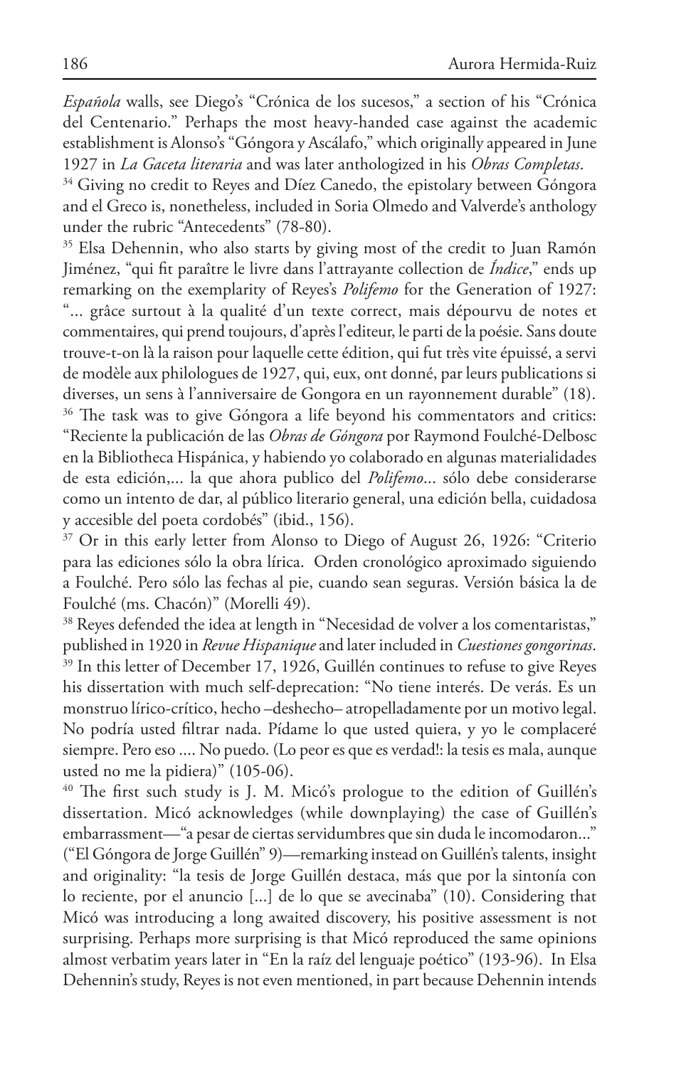*Española* walls, see Diego's "Crónica de los sucesos," a section of his "Crónica del Centenario." Perhaps the most heavy-handed case against the academic establishment is Alonso's "Góngora y Ascálafo," which originally appeared in June 1927 in *La Gaceta literaria* and was later anthologized in his *Obras Completas*.

[34] Giving no credit to Reyes and Díez Canedo, the epistolary between Góngora and el Greco is, nonetheless, included in Soria Olmedo and Valverde's anthology under the rubric "Antecedents" (78-80).

[35] Elsa Dehennin, who also starts by giving most of the credit to Juan Ramón Jiménez, "qui fit paraître le livre dans l'attrayante collection de *Índice*," ends up remarking on the exemplarity of Reyes's *Polifemo* for the Generation of 1927: "... grâce surtout à la qualité d'un texte correct, mais dépourvu de notes et commentaires, qui prend toujours, d'après l'editeur, le parti de la poésie. Sans doute trouve-t-on là la raison pour laquelle cette édition, qui fut très vite épuissé, a servi de modèle aux philologues de 1927, qui, eux, ont donné, par leurs publications si diverses, un sens à l'anniversaire de Gongora en un rayonnement durable" (18).

[36] The task was to give Góngora a life beyond his commentators and critics: "Reciente la publicación de las *Obras de Góngora* por Raymond Foulché-Delbosc en la Bibliotheca Hispánica, y habiendo yo colaborado en algunas materialidades de esta edición,... la que ahora publico del *Polifemo*... sólo debe considerarse como un intento de dar, al público literario general, una edición bella, cuidadosa y accesible del poeta cordobés" (ibid., 156).

[37] Or in this early letter from Alonso to Diego of August 26, 1926: "Criterio para las ediciones sólo la obra lírica. Orden cronológico aproximado siguiendo a Foulché. Pero sólo las fechas al pie, cuando sean seguras. Versión básica la de Foulché (ms. Chacón)" (Morelli 49).

[38] Reyes defended the idea at length in "Necesidad de volver a los comentaristas," published in 1920 in *Revue Hispanique* and later included in *Cuestiones gongorinas*.

[39] In this letter of December 17, 1926, Guillén continues to refuse to give Reyes his dissertation with much self-deprecation: "No tiene interés. De verás. Es un monstruo lírico-crítico, hecho –deshecho– atropelladamente por un motivo legal. No podría usted filtrar nada. Pídame lo que usted quiera, y yo le complaceré siempre. Pero eso .... No puedo. (Lo peor es que es verdad!: la tesis es mala, aunque usted no me la pidiera)" (105-06).

[40] The first such study is J. M. Micó's prologue to the edition of Guillén's dissertation. Micó acknowledges (while downplaying) the case of Guillén's embarrassment—"a pesar de ciertas servidumbres que sin duda le incomodaron..." ("El Góngora de Jorge Guillén" 9)—remarking instead on Guillén's talents, insight and originality: "la tesis de Jorge Guillén destaca, más que por la sintonía con lo reciente, por el anuncio [...] de lo que se avecinaba" (10). Considering that Micó was introducing a long awaited discovery, his positive assessment is not surprising. Perhaps more surprising is that Micó reproduced the same opinions almost verbatim years later in "En la raíz del lenguaje poético" (193-96). In Elsa Dehennin's study, Reyes is not even mentioned, in part because Dehennin intends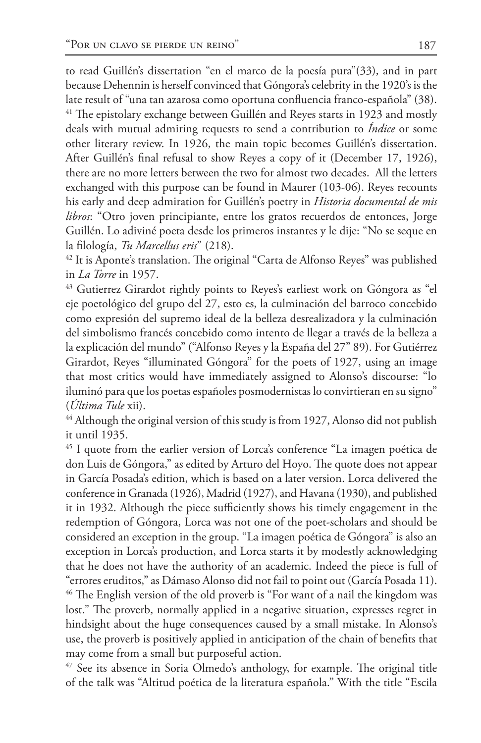to read Guillén's dissertation "en el marco de la poesía pura"(33), and in part because Dehennin is herself convinced that Góngora's celebrity in the 1920's is the late result of "una tan azarosa como oportuna confluencia franco-española" (38).

[41] The epistolary exchange between Guillén and Reyes starts in 1923 and mostly deals with mutual admiring requests to send a contribution to *Índice* or some other literary review. In 1926, the main topic becomes Guillén's dissertation. After Guillén's final refusal to show Reyes a copy of it (December 17, 1926), there are no more letters between the two for almost two decades. All the letters exchanged with this purpose can be found in Maurer (103-06). Reyes recounts his early and deep admiration for Guillén's poetry in *Historia documental de mis libros*: "Otro joven principiante, entre los gratos recuerdos de entonces, Jorge Guillén. Lo adiviné poeta desde los primeros instantes y le dije: "No se seque en la filología, *Tu Marcellus eris*" (218).

[42] It is Aponte's translation. The original "Carta de Alfonso Reyes" was published in *La Torre* in 1957.

[43] Gutierrez Girardot rightly points to Reyes's earliest work on Góngora as "el eje poetológico del grupo del 27, esto es, la culminación del barroco concebido como expresión del supremo ideal de la belleza desrealizadora y la culminación del simbolismo francés concebido como intento de llegar a través de la belleza a la explicación del mundo" ("Alfonso Reyes y la España del 27" 89). For Gutiérrez Girardot, Reyes "illuminated Góngora" for the poets of 1927, using an image that most critics would have immediately assigned to Alonso's discourse: "lo iluminó para que los poetas españoles posmodernistas lo convirtieran en su signo" (*Última Tule* xii).

[44] Although the original version of this study is from 1927, Alonso did not publish it until 1935.

[45] I quote from the earlier version of Lorca's conference "La imagen poética de don Luis de Góngora," as edited by Arturo del Hoyo. The quote does not appear in García Posada's edition, which is based on a later version. Lorca delivered the conference in Granada (1926), Madrid (1927), and Havana (1930), and published it in 1932. Although the piece sufficiently shows his timely engagement in the redemption of Góngora, Lorca was not one of the poet-scholars and should be considered an exception in the group. "La imagen poética de Góngora" is also an exception in Lorca's production, and Lorca starts it by modestly acknowledging that he does not have the authority of an academic. Indeed the piece is full of "errores eruditos," as Dámaso Alonso did not fail to point out (García Posada 11).

[46] The English version of the old proverb is "For want of a nail the kingdom was lost." The proverb, normally applied in a negative situation, expresses regret in hindsight about the huge consequences caused by a small mistake. In Alonso's use, the proverb is positively applied in anticipation of the chain of benefits that may come from a small but purposeful action.

[47] See its absence in Soria Olmedo's anthology, for example. The original title of the talk was "Altitud poética de la literatura española." With the title "Escila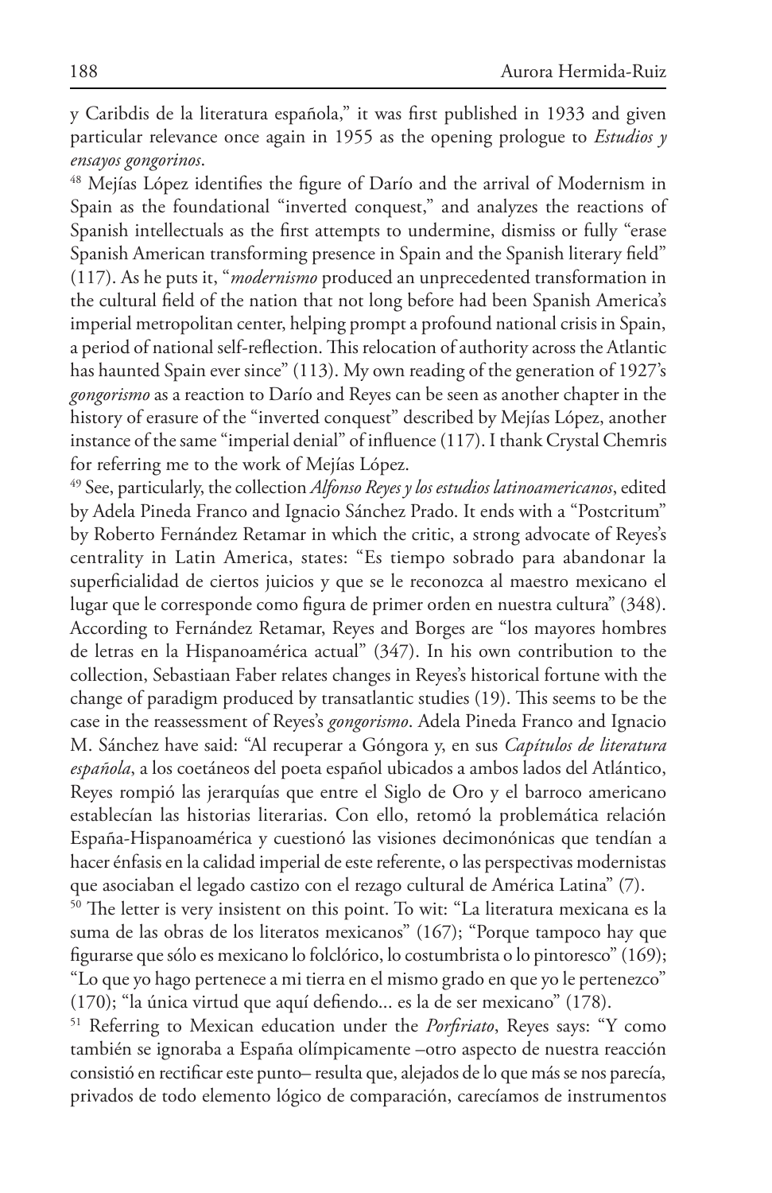y Caribdis de la literatura española," it was first published in 1933 and given particular relevance once again in 1955 as the opening prologue to *Estudios y ensayos gongorinos*.

[48] Mejías López identifies the figure of Darío and the arrival of Modernism in Spain as the foundational "inverted conquest," and analyzes the reactions of Spanish intellectuals as the first attempts to undermine, dismiss or fully "erase Spanish American transforming presence in Spain and the Spanish literary field" (117). As he puts it, "*modernismo* produced an unprecedented transformation in the cultural field of the nation that not long before had been Spanish America's imperial metropolitan center, helping prompt a profound national crisis in Spain, a period of national self-reflection. This relocation of authority across the Atlantic has haunted Spain ever since" (113). My own reading of the generation of 1927's *gongorismo* as a reaction to Darío and Reyes can be seen as another chapter in the history of erasure of the "inverted conquest" described by Mejías López, another instance of the same "imperial denial" of influence (117). I thank Crystal Chemris for referring me to the work of Mejías López.

[49] See, particularly, the collection *Alfonso Reyes y los estudios latinoamericanos*, edited by Adela Pineda Franco and Ignacio Sánchez Prado. It ends with a "Postcritum" by Roberto Fernández Retamar in which the critic, a strong advocate of Reyes's centrality in Latin America, states: "Es tiempo sobrado para abandonar la superficialidad de ciertos juicios y que se le reconozca al maestro mexicano el lugar que le corresponde como figura de primer orden en nuestra cultura" (348). According to Fernández Retamar, Reyes and Borges are "los mayores hombres de letras en la Hispanoamérica actual" (347). In his own contribution to the collection, Sebastiaan Faber relates changes in Reyes's historical fortune with the change of paradigm produced by transatlantic studies (19). This seems to be the case in the reassessment of Reyes's *gongorismo*. Adela Pineda Franco and Ignacio M. Sánchez have said: "Al recuperar a Góngora y, en sus *Capítulos de literatura española*, a los coetáneos del poeta español ubicados a ambos lados del Atlántico, Reyes rompió las jerarquías que entre el Siglo de Oro y el barroco americano establecían las historias literarias. Con ello, retomó la problemática relación España-Hispanoamérica y cuestionó las visiones decimonónicas que tendían a hacer énfasis en la calidad imperial de este referente, o las perspectivas modernistas que asociaban el legado castizo con el rezago cultural de América Latina" (7).

[50] The letter is very insistent on this point. To wit: "La literatura mexicana es la suma de las obras de los literatos mexicanos" (167); "Porque tampoco hay que figurarse que sólo es mexicano lo folclórico, lo costumbrista o lo pintoresco" (169); "Lo que yo hago pertenece a mi tierra en el mismo grado en que yo le pertenezco" (170); "la única virtud que aquí defiendo... es la de ser mexicano" (178).

[51] Referring to Mexican education under the *Porfiriato*, Reyes says: "Y como también se ignoraba a España olímpicamente –otro aspecto de nuestra reacción consistió en rectificar este punto– resulta que, alejados de lo que más se nos parecía, privados de todo elemento lógico de comparación, carecíamos de instrumentos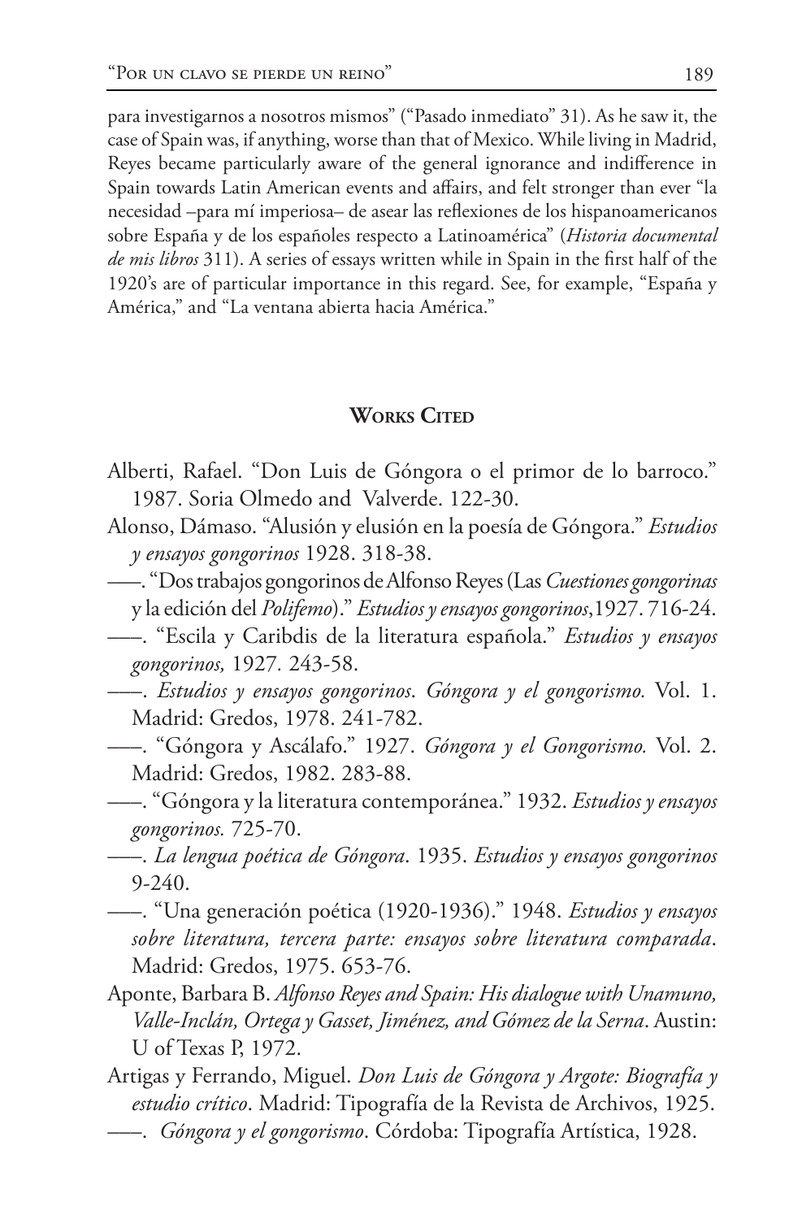para investigarnos a nosotros mismos" ("Pasado inmediato" 31). As he saw it, the case of Spain was, if anything, worse than that of Mexico. While living in Madrid, Reyes became particularly aware of the general ignorance and indifference in Spain towards Latin American events and affairs, and felt stronger than ever "la necesidad –para mí imperiosa– de asear las reflexiones de los hispanoamericanos sobre España y de los españoles respecto a Latinoamérica" (*Historia documental de mis libros* 311). A series of essays written while in Spain in the first half of the 1920's are of particular importance in this regard. See, for example, "España y América," and "La ventana abierta hacia América."

## Works Cited

Alberti, Rafael. "Don Luis de Góngora o el primor de lo barroco." 1987. Soria Olmedo and Valverde. 122-30.

Alonso, Dámaso. "Alusión y elusión en la poesía de Góngora." *Estudios y ensayos gongorinos* 1928. 318-38.

——. "Dos trabajos gongorinos de Alfonso Reyes (Las *Cuestiones gongorinas* y la edición del *Polifemo*)." *Estudios y ensayos gongorinos*,1927. 716-24.

——. "Escila y Caribdis de la literatura española." *Estudios y ensayos gongorinos,* 1927. 243-58.

——. *Estudios y ensayos gongorinos*. *Góngora y el gongorismo.* Vol. 1. Madrid: Gredos, 1978. 241-782.

——. "Góngora y Ascálafo." 1927. *Góngora y el Gongorismo.* Vol. 2. Madrid: Gredos, 1982. 283-88.

——. "Góngora y la literatura contemporánea." 1932. *Estudios y ensayos gongorinos.* 725-70.

——. *La lengua poética de Góngora*. 1935. *Estudios y ensayos gongorinos* 9-240.

——. "Una generación poética (1920-1936)." 1948. *Estudios y ensayos sobre literatura, tercera parte: ensayos sobre literatura comparada*. Madrid: Gredos, 1975. 653-76.

Aponte, Barbara B. *Alfonso Reyes and Spain: His dialogue with Unamuno, Valle-Inclán, Ortega y Gasset, Jiménez, and Gómez de la Serna*. Austin: U of Texas P, 1972.

Artigas y Ferrando, Miguel. *Don Luis de Góngora y Argote: Biografía y estudio crítico*. Madrid: Tipografía de la Revista de Archivos, 1925.

——. *Góngora y el gongorismo*. Córdoba: Tipografía Artística, 1928.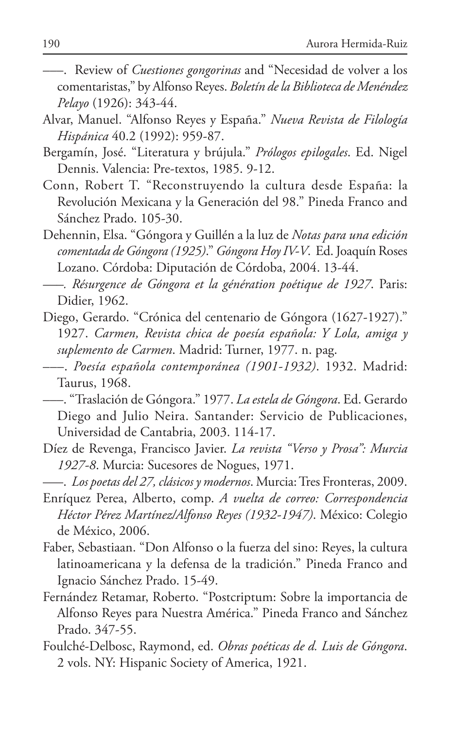——. Review of *Cuestiones gongorinas* and "Necesidad de volver a los comentaristas," by Alfonso Reyes. *Boletín de la Biblioteca de Menéndez Pelayo* (1926): 343-44.

Alvar, Manuel. "Alfonso Reyes y España." *Nueva Revista de Filología Hispánica* 40.2 (1992): 959-87.

Bergamín, José. "Literatura y brújula." *Prólogos epilogales*. Ed. Nigel Dennis. Valencia: Pre-textos, 1985. 9-12.

Conn, Robert T. "Reconstruyendo la cultura desde España: la Revolución Mexicana y la Generación del 98." Pineda Franco and Sánchez Prado. 105-30.

Dehennin, Elsa. "Góngora y Guillén a la luz de *Notas para una edición comentada de Góngora (1925)*." *Góngora Hoy IV-V*. Ed. Joaquín Roses Lozano. Córdoba: Diputación de Córdoba, 2004. 13-44.

——. *Résurgence de Góngora et la génération poétique de 1927*. Paris: Didier, 1962.

Diego, Gerardo. "Crónica del centenario de Góngora (1627-1927)." 1927. *Carmen, Revista chica de poesía española: Y Lola, amiga y suplemento de Carmen*. Madrid: Turner, 1977. n. pag.

——. *Poesía española contemporánea (1901-1932)*. 1932. Madrid: Taurus, 1968.

——. "Traslación de Góngora." 1977. *La estela de Góngora*. Ed. Gerardo Diego and Julio Neira. Santander: Servicio de Publicaciones, Universidad de Cantabria, 2003. 114-17.

Díez de Revenga, Francisco Javier. *La revista "Verso y Prosa": Murcia 1927-8*. Murcia: Sucesores de Nogues, 1971.

——. *Los poetas del 27, clásicos y modernos*. Murcia: Tres Fronteras, 2009.

Enríquez Perea, Alberto, comp. *A vuelta de correo: Correspondencia Héctor Pérez Martínez/Alfonso Reyes (1932-1947)*. México: Colegio de México, 2006.

Faber, Sebastiaan. "Don Alfonso o la fuerza del sino: Reyes, la cultura latinoamericana y la defensa de la tradición." Pineda Franco and Ignacio Sánchez Prado. 15-49.

Fernández Retamar, Roberto. "Postcriptum: Sobre la importancia de Alfonso Reyes para Nuestra América." Pineda Franco and Sánchez Prado. 347-55.

Foulché-Delbosc, Raymond, ed. *Obras poéticas de d. Luis de Góngora*. 2 vols. NY: Hispanic Society of America, 1921.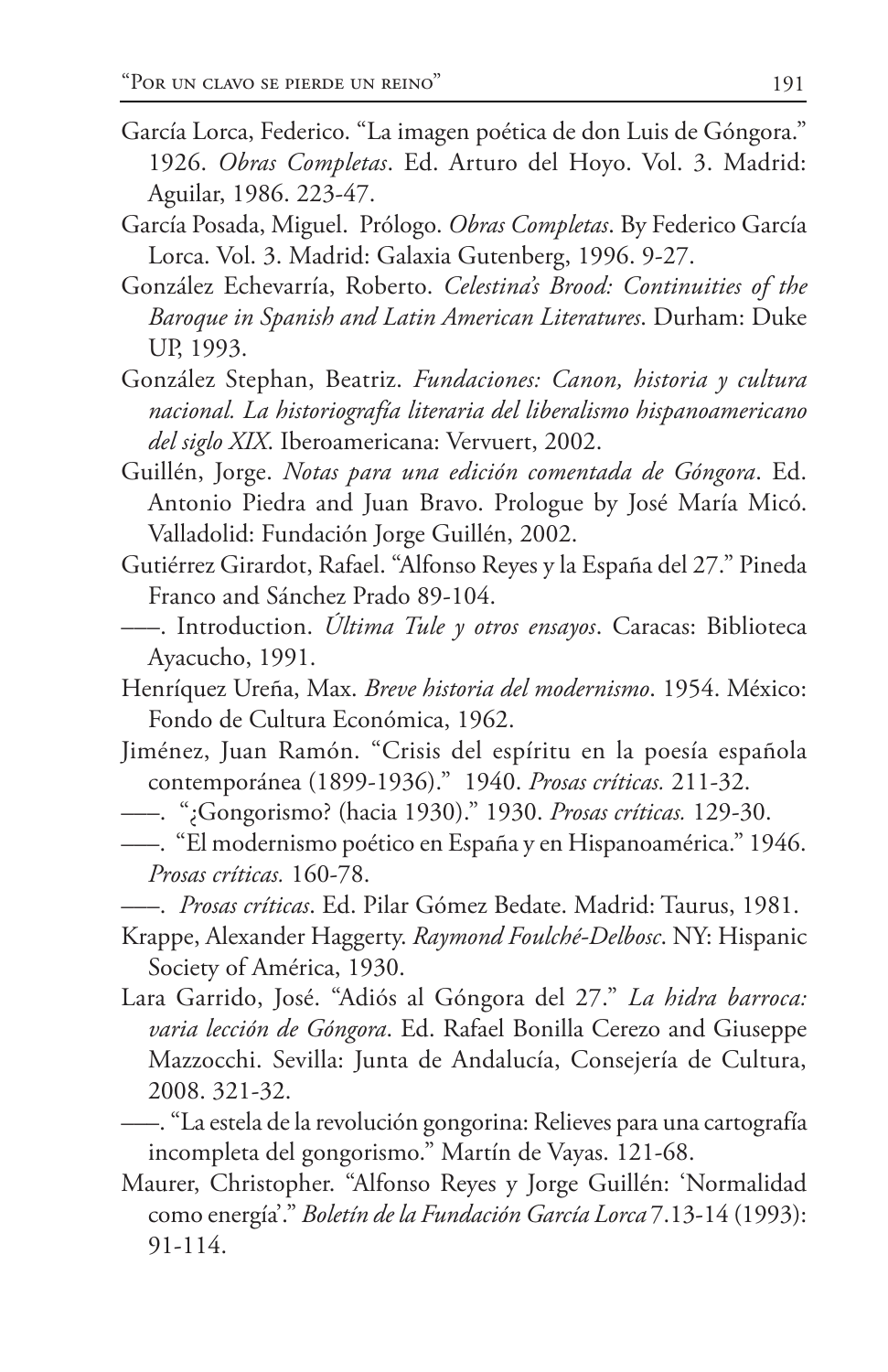García Lorca, Federico. "La imagen poética de don Luis de Góngora." 1926. *Obras Completas*. Ed. Arturo del Hoyo. Vol. 3. Madrid: Aguilar, 1986. 223-47.

García Posada, Miguel. Prólogo. *Obras Completas*. By Federico García Lorca. Vol. 3. Madrid: Galaxia Gutenberg, 1996. 9-27.

González Echevarría, Roberto. *Celestina's Brood: Continuities of the Baroque in Spanish and Latin American Literatures*. Durham: Duke UP, 1993.

González Stephan, Beatriz. *Fundaciones: Canon, historia y cultura nacional. La historiografía literaria del liberalismo hispanoamericano del siglo XIX*. Iberoamericana: Vervuert, 2002.

Guillén, Jorge. *Notas para una edición comentada de Góngora*. Ed. Antonio Piedra and Juan Bravo. Prologue by José María Micó. Valladolid: Fundación Jorge Guillén, 2002.

Gutiérrez Girardot, Rafael. "Alfonso Reyes y la España del 27." Pineda Franco and Sánchez Prado 89-104.

——. Introduction. *Última Tule y otros ensayos*. Caracas: Biblioteca Ayacucho, 1991.

Henríquez Ureña, Max. *Breve historia del modernismo*. 1954. México: Fondo de Cultura Económica, 1962.

Jiménez, Juan Ramón. "Crisis del espíritu en la poesía española contemporánea (1899-1936)." 1940. *Prosas críticas.* 211-32.

——. "¿Gongorismo? (hacia 1930)." 1930. *Prosas críticas.* 129-30.

——. "El modernismo poético en España y en Hispanoamérica." 1946. *Prosas críticas.* 160-78.

——. *Prosas críticas*. Ed. Pilar Gómez Bedate. Madrid: Taurus, 1981.

Krappe, Alexander Haggerty. *Raymond Foulché-Delbosc*. NY: Hispanic Society of América, 1930.

Lara Garrido, José. "Adiós al Góngora del 27." *La hidra barroca: varia lección de Góngora*. Ed. Rafael Bonilla Cerezo and Giuseppe Mazzocchi. Sevilla: Junta de Andalucía, Consejería de Cultura, 2008. 321-32.

——. "La estela de la revolución gongorina: Relieves para una cartografía incompleta del gongorismo." Martín de Vayas. 121-68.

Maurer, Christopher. "Alfonso Reyes y Jorge Guillén: 'Normalidad como energía'." *Boletín de la Fundación García Lorca* 7.13-14 (1993): 91-114.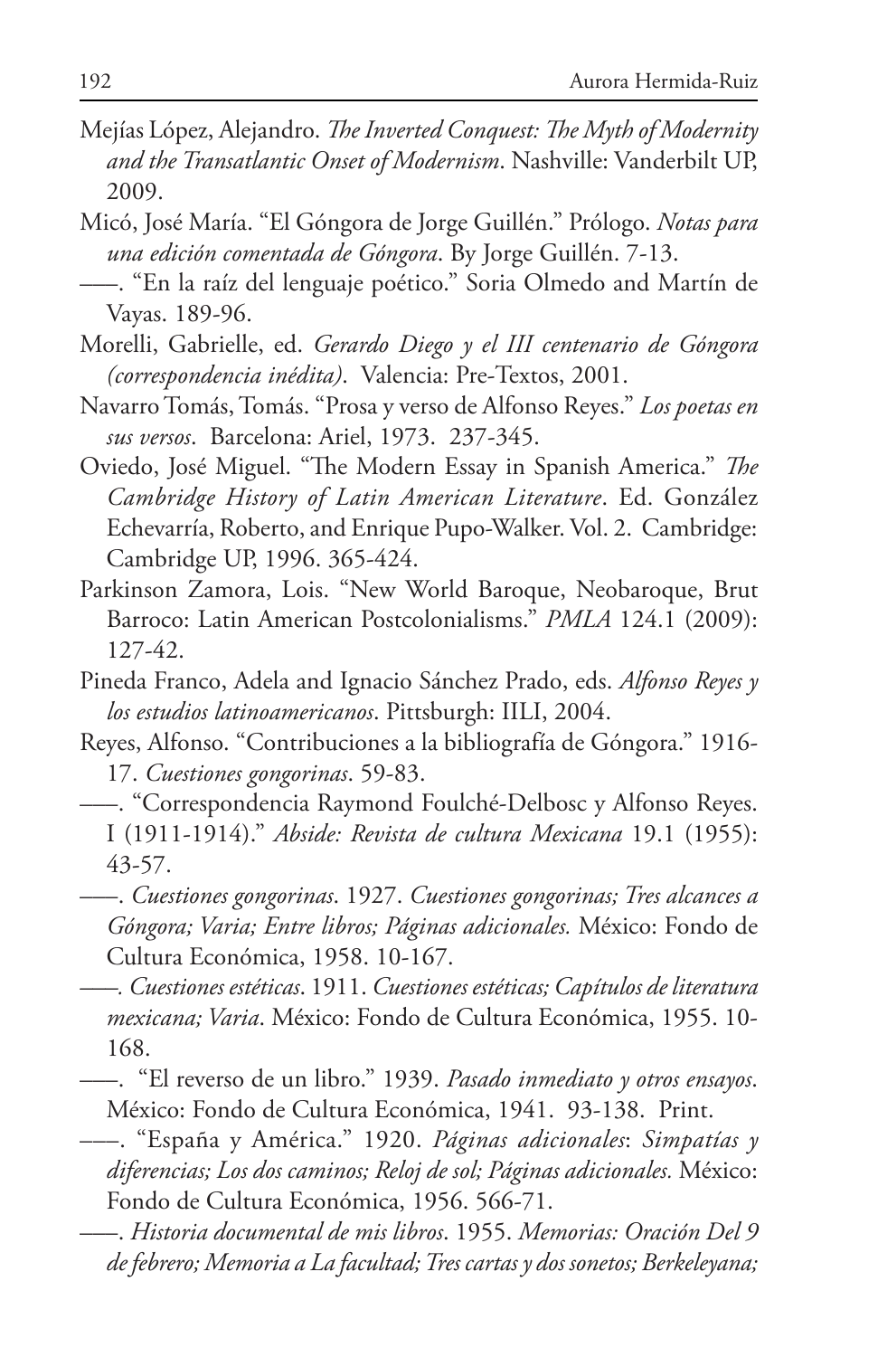Mejías López, Alejandro. *The Inverted Conquest: The Myth of Modernity and the Transatlantic Onset of Modernism*. Nashville: Vanderbilt UP, 2009.

Micó, José María. "El Góngora de Jorge Guillén." Prólogo. *Notas para una edición comentada de Góngora*. By Jorge Guillén. 7-13.

——. "En la raíz del lenguaje poético." Soria Olmedo and Martín de Vayas. 189-96.

Morelli, Gabrielle, ed. *Gerardo Diego y el III centenario de Góngora (correspondencia inédita)*. Valencia: Pre-Textos, 2001.

Navarro Tomás, Tomás. "Prosa y verso de Alfonso Reyes." *Los poetas en sus versos*. Barcelona: Ariel, 1973. 237-345.

Oviedo, José Miguel. "The Modern Essay in Spanish America." *The Cambridge History of Latin American Literature*. Ed. González Echevarría, Roberto, and Enrique Pupo-Walker. Vol. 2. Cambridge: Cambridge UP, 1996. 365-424.

Parkinson Zamora, Lois. "New World Baroque, Neobaroque, Brut Barroco: Latin American Postcolonialisms." *PMLA* 124.1 (2009): 127-42.

Pineda Franco, Adela and Ignacio Sánchez Prado, eds. *Alfonso Reyes y los estudios latinoamericanos*. Pittsburgh: IILI, 2004.

Reyes, Alfonso. "Contribuciones a la bibliografía de Góngora." 1916-17. *Cuestiones gongorinas*. 59-83.

——. "Correspondencia Raymond Foulché-Delbosc y Alfonso Reyes. I (1911-1914)." *Abside: Revista de cultura Mexicana* 19.1 (1955): 43-57.

——. *Cuestiones gongorinas*. 1927. *Cuestiones gongorinas; Tres alcances a Góngora; Varia; Entre libros; Páginas adicionales.* México: Fondo de Cultura Económica, 1958. 10-167.

——. *Cuestiones estéticas*. 1911. *Cuestiones estéticas; Capítulos de literatura mexicana; Varia*. México: Fondo de Cultura Económica, 1955. 10-168.

——. "El reverso de un libro." 1939. *Pasado inmediato y otros ensayos*. México: Fondo de Cultura Económica, 1941. 93-138. Print.

——. "España y América." 1920. *Páginas adicionales*: *Simpatías y diferencias; Los dos caminos; Reloj de sol; Páginas adicionales.* México: Fondo de Cultura Económica, 1956. 566-71.

——. *Historia documental de mis libros*. 1955. *Memorias: Oración Del 9 de febrero; Memoria a La facultad; Tres cartas y dos sonetos; Berkeleyana;*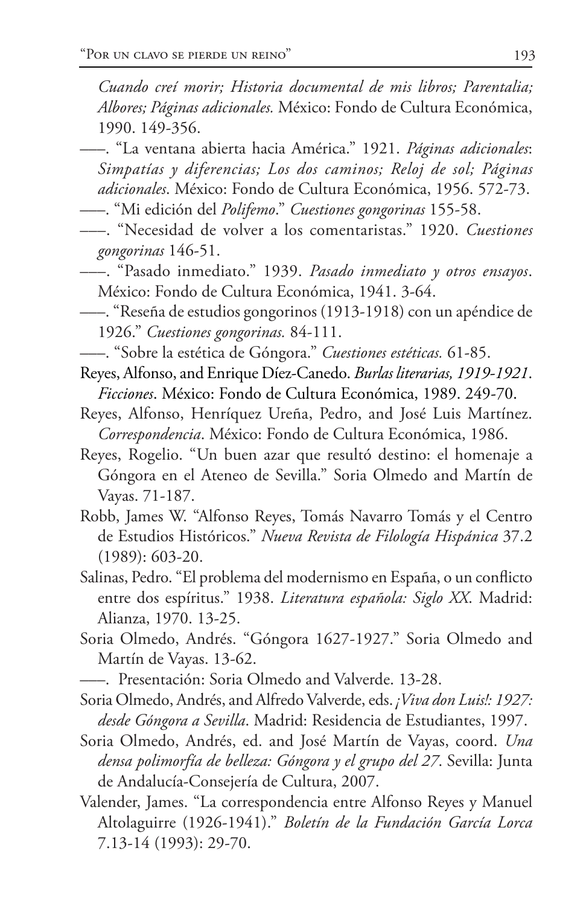*Cuando creí morir; Historia documental de mis libros; Parentalia; Albores; Páginas adicionales.* México: Fondo de Cultura Económica, 1990. 149-356.

——. "La ventana abierta hacia América." 1921. *Páginas adicionales*: *Simpatías y diferencias; Los dos caminos; Reloj de sol; Páginas adicionales*. México: Fondo de Cultura Económica, 1956. 572-73.

——. "Mi edición del *Polifemo*." *Cuestiones gongorinas* 155-58.

——. "Necesidad de volver a los comentaristas." 1920. *Cuestiones gongorinas* 146-51.

——. "Pasado inmediato." 1939. *Pasado inmediato y otros ensayos*. México: Fondo de Cultura Económica, 1941. 3-64.

——. "Reseña de estudios gongorinos (1913-1918) con un apéndice de 1926." *Cuestiones gongorinas.* 84-111.

——. "Sobre la estética de Góngora." *Cuestiones estéticas.* 61-85.

Reyes, Alfonso, and Enrique Díez-Canedo. *Burlas literarias, 1919-1921*. *Ficciones*. México: Fondo de Cultura Económica, 1989. 249-70.

Reyes, Alfonso, Henríquez Ureña, Pedro, and José Luis Martínez. *Correspondencia*. México: Fondo de Cultura Económica, 1986.

Reyes, Rogelio. "Un buen azar que resultó destino: el homenaje a Góngora en el Ateneo de Sevilla." Soria Olmedo and Martín de Vayas. 71-187.

Robb, James W. "Alfonso Reyes, Tomás Navarro Tomás y el Centro de Estudios Históricos." *Nueva Revista de Filología Hispánica* 37.2 (1989): 603-20.

Salinas, Pedro. "El problema del modernismo en España, o un conflicto entre dos espíritus." 1938. *Literatura española: Siglo XX*. Madrid: Alianza, 1970. 13-25.

Soria Olmedo, Andrés. "Góngora 1627-1927." Soria Olmedo and Martín de Vayas. 13-62.

——. Presentación: Soria Olmedo and Valverde. 13-28.

Soria Olmedo, Andrés, and Alfredo Valverde, eds. *¡Viva don Luis!: 1927: desde Góngora a Sevilla*. Madrid: Residencia de Estudiantes, 1997.

Soria Olmedo, Andrés, ed. and José Martín de Vayas, coord. *Una densa polimorfía de belleza: Góngora y el grupo del 27*. Sevilla: Junta de Andalucía-Consejería de Cultura, 2007.

Valender, James. "La correspondencia entre Alfonso Reyes y Manuel Altolaguirre (1926-1941)." *Boletín de la Fundación García Lorca* 7.13-14 (1993): 29-70.